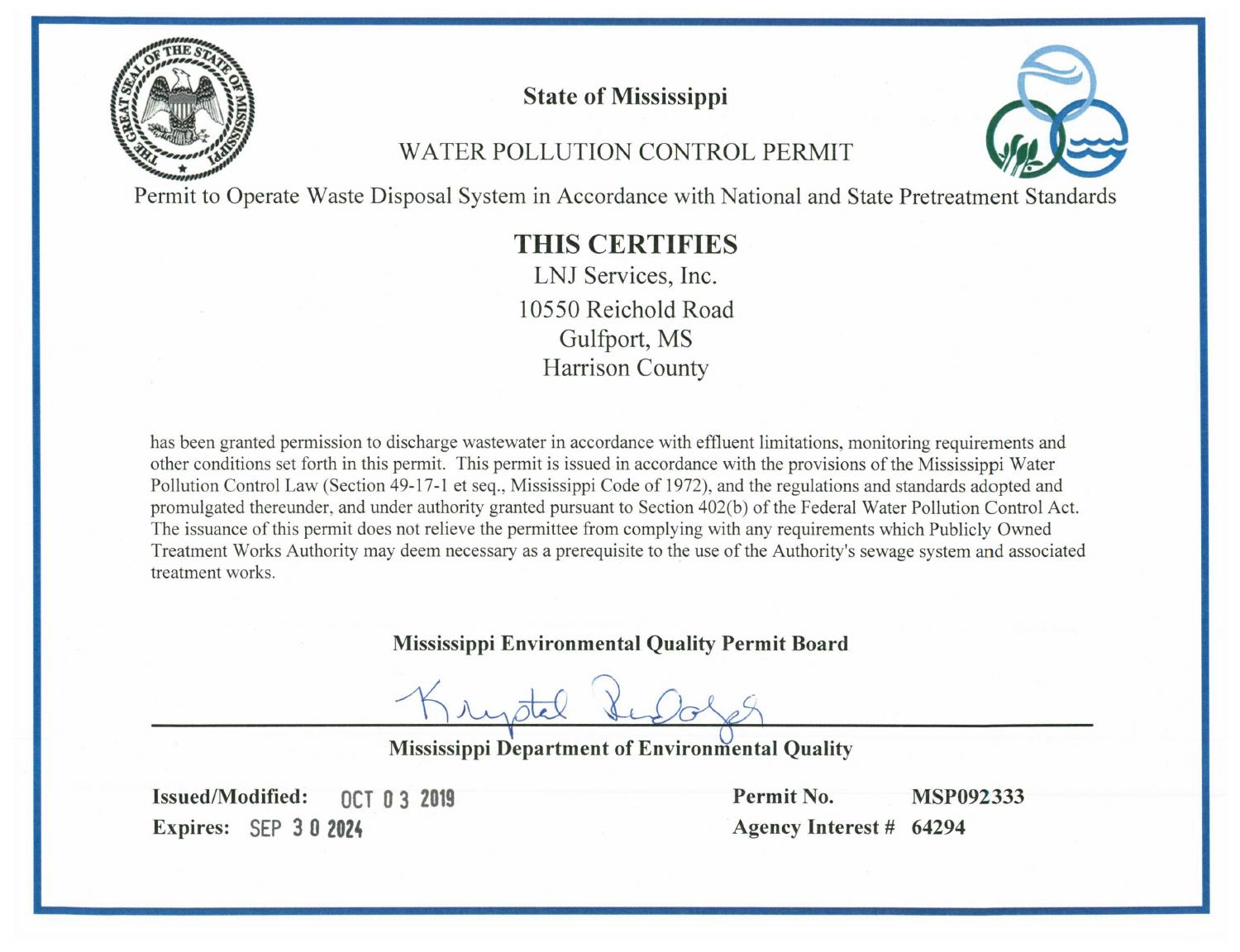# State of Mississippi

## WATER POLLUTION CONTROL PERMIT

Permit to Operate Waste Disposal System in Accordance with National and State Pretreatment Standards

**THIS CERTIFIES**

LNJ Services, Inc.
10550 Reichold Road
Gulfport, MS
Harrison County

has been granted permission to discharge wastewater in accordance with effluent limitations, monitoring requirements and other conditions set forth in this permit. This permit is issued in accordance with the provisions of the Mississippi Water Pollution Control Law (Section 49-17-1 et seq., Mississippi Code of 1972), and the regulations and standards adopted and promulgated thereunder, and under authority granted pursuant to Section 402(b) of the Federal Water Pollution Control Act. The issuance of this permit does not relieve the permittee from complying with any requirements which Publicly Owned Treatment Works Authority may deem necessary as a prerequisite to the use of the Authority's sewage system and associated treatment works.

**Mississippi Environmental Quality Permit Board**

**Mississippi Department of Environmental Quality**

**Issued/Modified:** OCT 03 2019
**Expires:** SEP 30 2024

**Permit No.** MSP092333
**Agency Interest #** 64294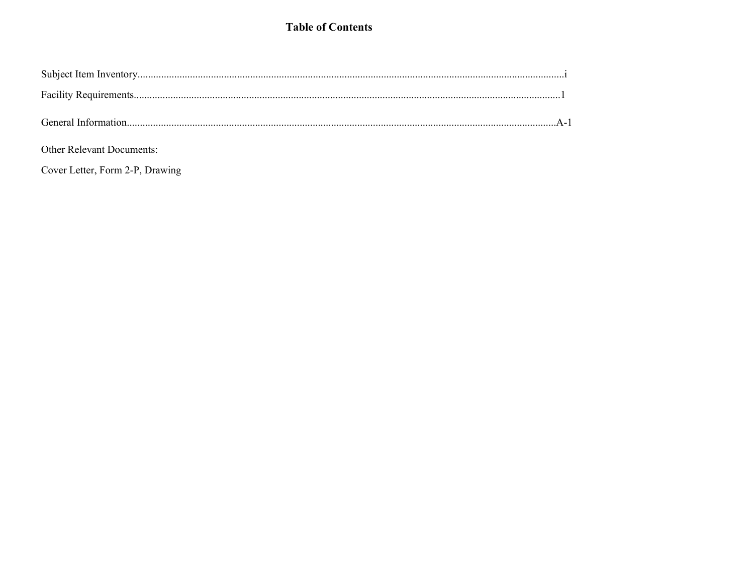# Table of Contents

Subject Item Inventory....................................................................................................................................................i

Facility Requirements....................................................................................................................................................1

General Information....................................................................................................................................................A-1

Other Relevant Documents:

Cover Letter, Form 2-P, Drawing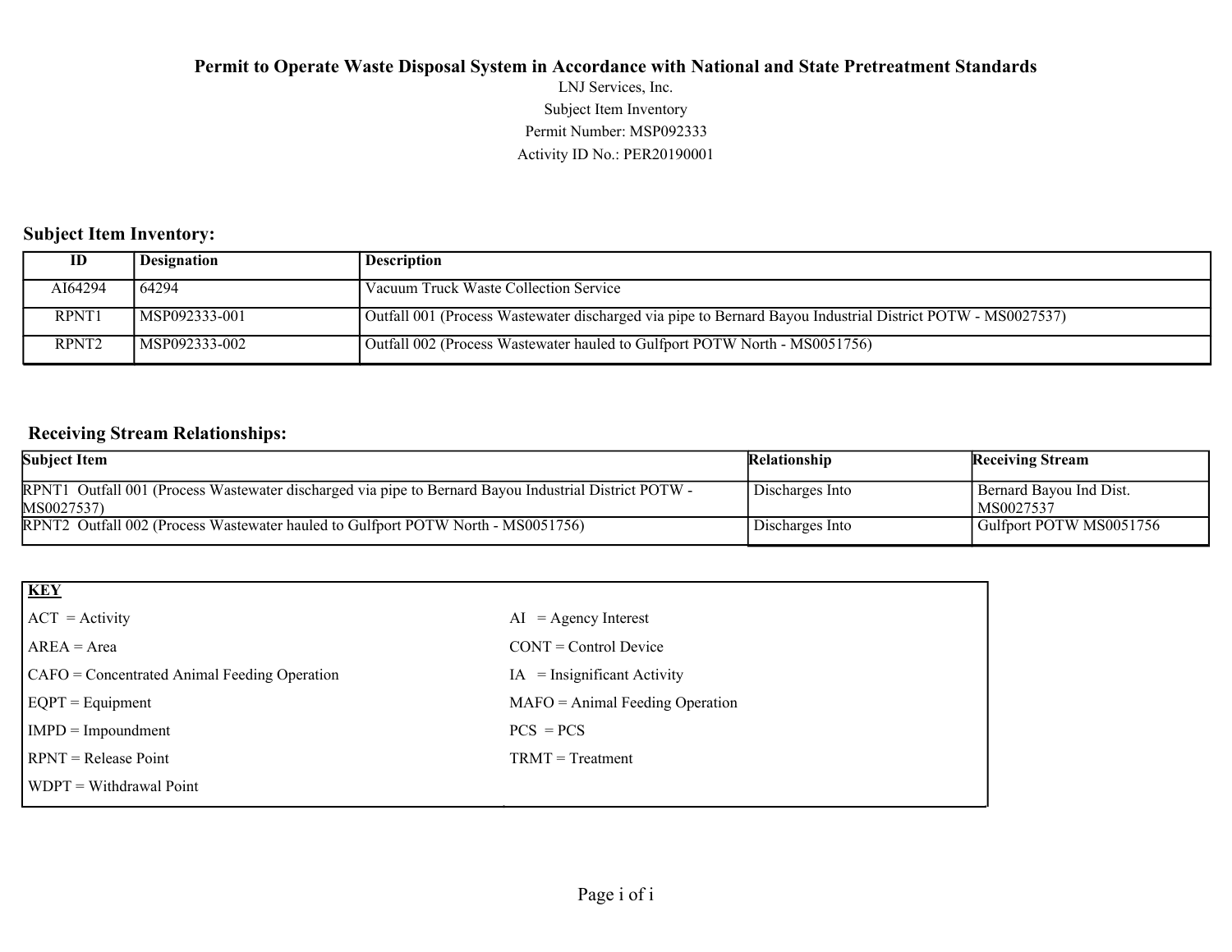# Permit to Operate Waste Disposal System in Accordance with National and State Pretreatment Standards

LNJ Services, Inc.

Subject Item Inventory

Permit Number: MSP092333

Activity ID No.: PER20190001

## Subject Item Inventory:

| ID | Designation | Description |
|---|---|---|
| AI64294 | 64294 | Vacuum Truck Waste Collection Service |
| RPNT1 | MSP092333-001 | Outfall 001 (Process Wastewater discharged via pipe to Bernard Bayou Industrial District POTW - MS0027537) |
| RPNT2 | MSP092333-002 | Outfall 002 (Process Wastewater hauled to Gulfport POTW North - MS0051756) |

## Receiving Stream Relationships:

| Subject Item | Relationship | Receiving Stream |
|---|---|---|
| RPNT1 Outfall 001 (Process Wastewater discharged via pipe to Bernard Bayou Industrial District POTW - MS0027537) | Discharges Into | Bernard Bayou Ind Dist. MS0027537 |
| RPNT2 Outfall 002 (Process Wastewater hauled to Gulfport POTW North - MS0051756) | Discharges Into | Gulfport POTW MS0051756 |

| **KEY** | |
|---|---|
| ACT = Activity | AI = Agency Interest |
| AREA = Area | CONT = Control Device |
| CAFO = Concentrated Animal Feeding Operation | IA = Insignificant Activity |
| EQPT = Equipment | MAFO = Animal Feeding Operation |
| IMPD = Impoundment | PCS = PCS |
| RPNT = Release Point | TRMT = Treatment |
| WDPT = Withdrawal Point | |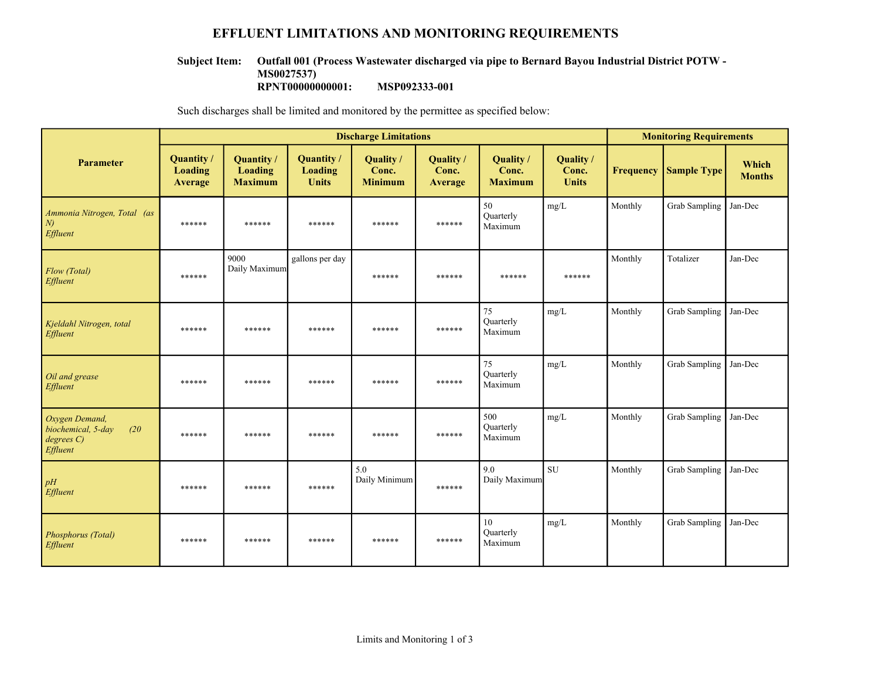# EFFLUENT LIMITATIONS AND MONITORING REQUIREMENTS

**Subject Item: Outfall 001 (Process Wastewater discharged via pipe to Bernard Bayou Industrial District POTW - MS0027537)**
**RPNT00000000001: MSP092333-001**

Such discharges shall be limited and monitored by the permittee as specified below:

| Parameter | Discharge Limitations | | | | | | | Monitoring Requirements | | |
|---|---|---|---|---|---|---|---|---|---|---|
| | Quantity / Loading Average | Quantity / Loading Maximum | Quantity / Loading Units | Quality / Conc. Minimum | Quality / Conc. Average | Quality / Conc. Maximum | Quality / Conc. Units | Frequency | Sample Type | Which Months |
| *Ammonia Nitrogen, Total (as N) Effluent* | ****** | ****** | ****** | ****** | ****** | 50 Quarterly Maximum | mg/L | Monthly | Grab Sampling | Jan-Dec |
| *Flow (Total) Effluent* | ****** | 9000 Daily Maximum | gallons per day | ****** | ****** | ****** | ****** | Monthly | Totalizer | Jan-Dec |
| *Kjeldahl Nitrogen, total Effluent* | ****** | ****** | ****** | ****** | ****** | 75 Quarterly Maximum | mg/L | Monthly | Grab Sampling | Jan-Dec |
| *Oil and grease Effluent* | ****** | ****** | ****** | ****** | ****** | 75 Quarterly Maximum | mg/L | Monthly | Grab Sampling | Jan-Dec |
| *Oxygen Demand, biochemical, 5-day (20 degrees C) Effluent* | ****** | ****** | ****** | ****** | ****** | 500 Quarterly Maximum | mg/L | Monthly | Grab Sampling | Jan-Dec |
| *pH Effluent* | ****** | ****** | ****** | 5.0 Daily Minimum | ****** | 9.0 Daily Maximum | SU | Monthly | Grab Sampling | Jan-Dec |
| *Phosphorus (Total) Effluent* | ****** | ****** | ****** | ****** | ****** | 10 Quarterly Maximum | mg/L | Monthly | Grab Sampling | Jan-Dec |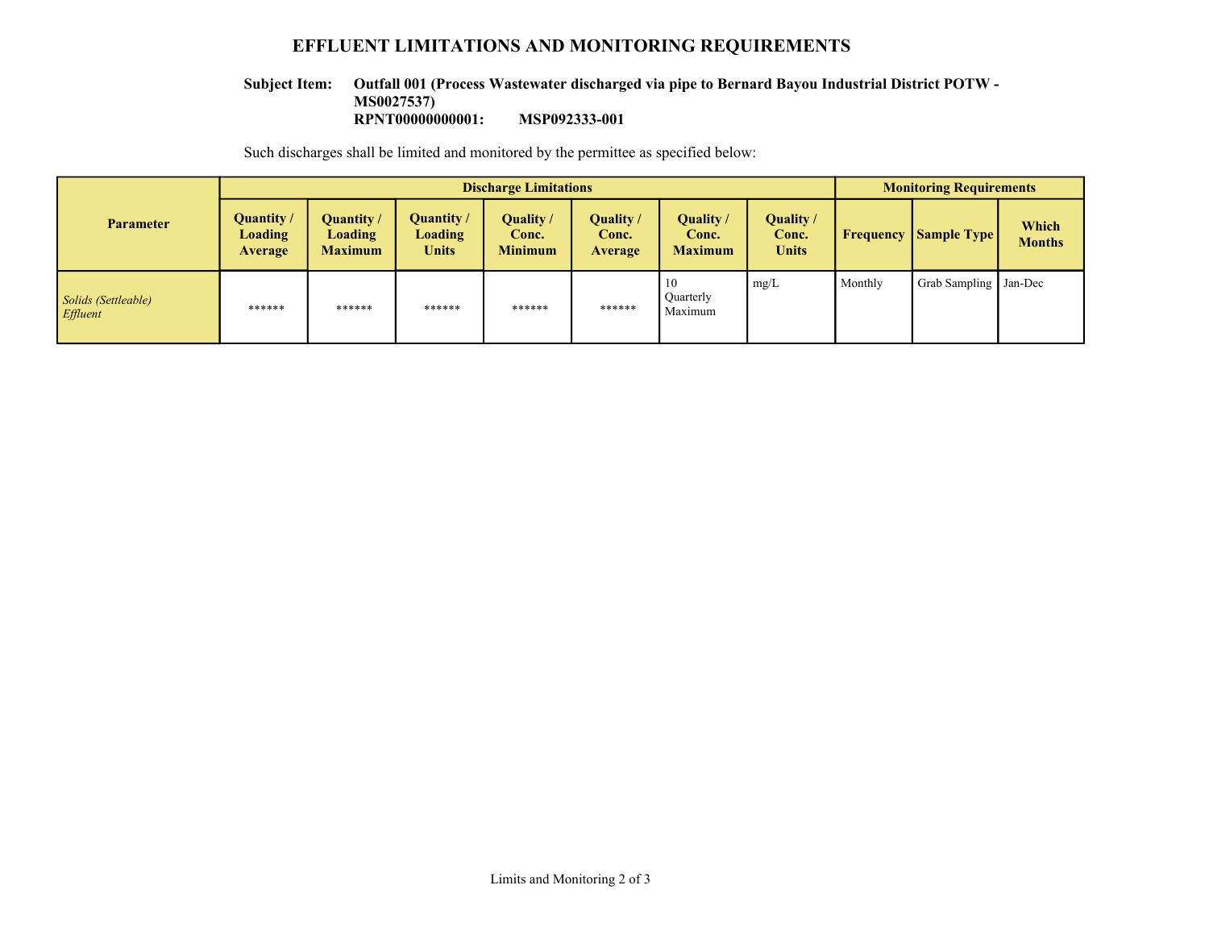# EFFLUENT LIMITATIONS AND MONITORING REQUIREMENTS

**Subject Item:** **Outfall 001 (Process Wastewater discharged via pipe to Bernard Bayou Industrial District POTW - MS0027537)**
**RPNT00000000001: MSP092333-001**

Such discharges shall be limited and monitored by the permittee as specified below:

| Parameter | Discharge Limitations | | | | | | | Monitoring Requirements | | |
|---|---|---|---|---|---|---|---|---|---|---|
| | Quantity / Loading Average | Quantity / Loading Maximum | Quantity / Loading Units | Quality / Conc. Minimum | Quality / Conc. Average | Quality / Conc. Maximum | Quality / Conc. Units | Frequency | Sample Type | Which Months |
| *Solids (Settleable) Effluent* | ****** | ****** | ****** | ****** | ****** | 10 Quarterly Maximum | mg/L | Monthly | Grab Sampling | Jan-Dec |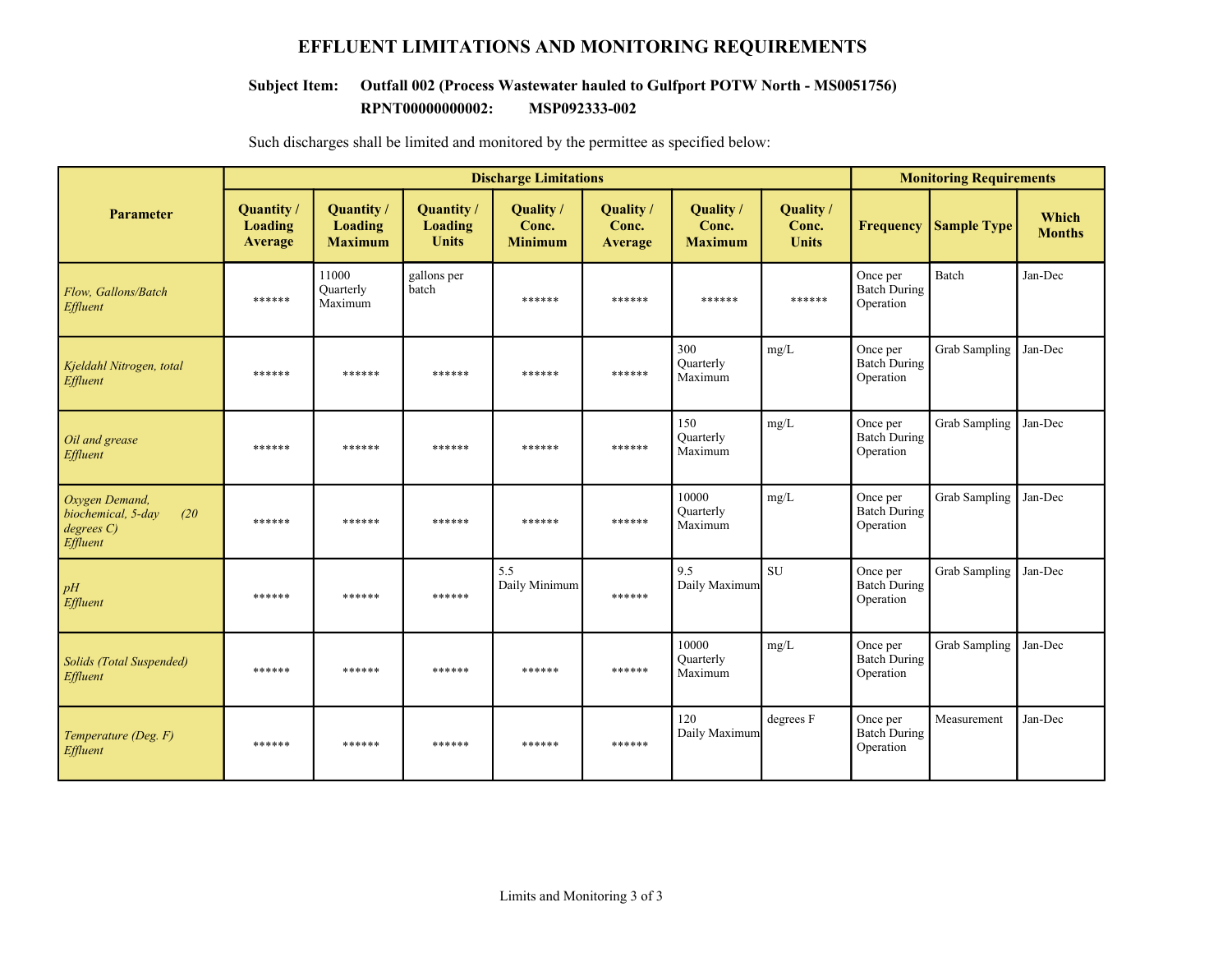# EFFLUENT LIMITATIONS AND MONITORING REQUIREMENTS

**Subject Item:** **Outfall 002 (Process Wastewater hauled to Gulfport POTW North - MS0051756)**
**RPNT00000000002:** **MSP092333-002**

Such discharges shall be limited and monitored by the permittee as specified below:

| Parameter | Discharge Limitations | | | | | | | Monitoring Requirements | | |
|---|---|---|---|---|---|---|---|---|---|---|
| | Quantity / Loading Average | Quantity / Loading Maximum | Quantity / Loading Units | Quality / Conc. Minimum | Quality / Conc. Average | Quality / Conc. Maximum | Quality / Conc. Units | Frequency | Sample Type | Which Months |
| *Flow, Gallons/Batch Effluent* | ****** | 11000 Quarterly Maximum | gallons per batch | ****** | ****** | ****** | ****** | Once per Batch During Operation | Batch | Jan-Dec |
| *Kjeldahl Nitrogen, total Effluent* | ****** | ****** | ****** | ****** | ****** | 300 Quarterly Maximum | mg/L | Once per Batch During Operation | Grab Sampling | Jan-Dec |
| *Oil and grease Effluent* | ****** | ****** | ****** | ****** | ****** | 150 Quarterly Maximum | mg/L | Once per Batch During Operation | Grab Sampling | Jan-Dec |
| *Oxygen Demand, biochemical, 5-day (20 degrees C) Effluent* | ****** | ****** | ****** | ****** | ****** | 10000 Quarterly Maximum | mg/L | Once per Batch During Operation | Grab Sampling | Jan-Dec |
| *pH Effluent* | ****** | ****** | ****** | 5.5 Daily Minimum | ****** | 9.5 Daily Maximum | SU | Once per Batch During Operation | Grab Sampling | Jan-Dec |
| *Solids (Total Suspended) Effluent* | ****** | ****** | ****** | ****** | ****** | 10000 Quarterly Maximum | mg/L | Once per Batch During Operation | Grab Sampling | Jan-Dec |
| *Temperature (Deg. F) Effluent* | ****** | ****** | ****** | ****** | ****** | 120 Daily Maximum | degrees F | Once per Batch During Operation | Measurement | Jan-Dec |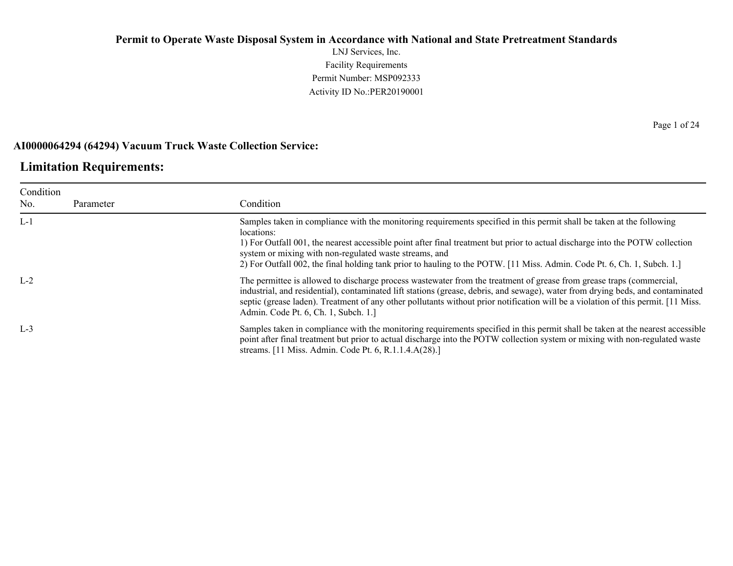**Permit to Operate Waste Disposal System in Accordance with National and State Pretreatment Standards**

LNJ Services, Inc.
Facility Requirements
Permit Number: MSP092333
Activity ID No.:PER20190001

**AI0000064294 (64294) Vacuum Truck Waste Collection Service:**

## Limitation Requirements:

| Condition No. | Parameter | Condition |
|---|---|---|
| L-1 | | Samples taken in compliance with the monitoring requirements specified in this permit shall be taken at the following locations:<br>1) For Outfall 001, the nearest accessible point after final treatment but prior to actual discharge into the POTW collection system or mixing with non-regulated waste streams, and<br>2) For Outfall 002, the final holding tank prior to hauling to the POTW. [11 Miss. Admin. Code Pt. 6, Ch. 1, Subch. 1.] |
| L-2 | | The permittee is allowed to discharge process wastewater from the treatment of grease from grease traps (commercial, industrial, and residential), contaminated lift stations (grease, debris, and sewage), water from drying beds, and contaminated septic (grease laden). Treatment of any other pollutants without prior notification will be a violation of this permit. [11 Miss. Admin. Code Pt. 6, Ch. 1, Subch. 1.] |
| L-3 | | Samples taken in compliance with the monitoring requirements specified in this permit shall be taken at the nearest accessible point after final treatment but prior to actual discharge into the POTW collection system or mixing with non-regulated waste streams. [11 Miss. Admin. Code Pt. 6, R.1.1.4.A(28).] |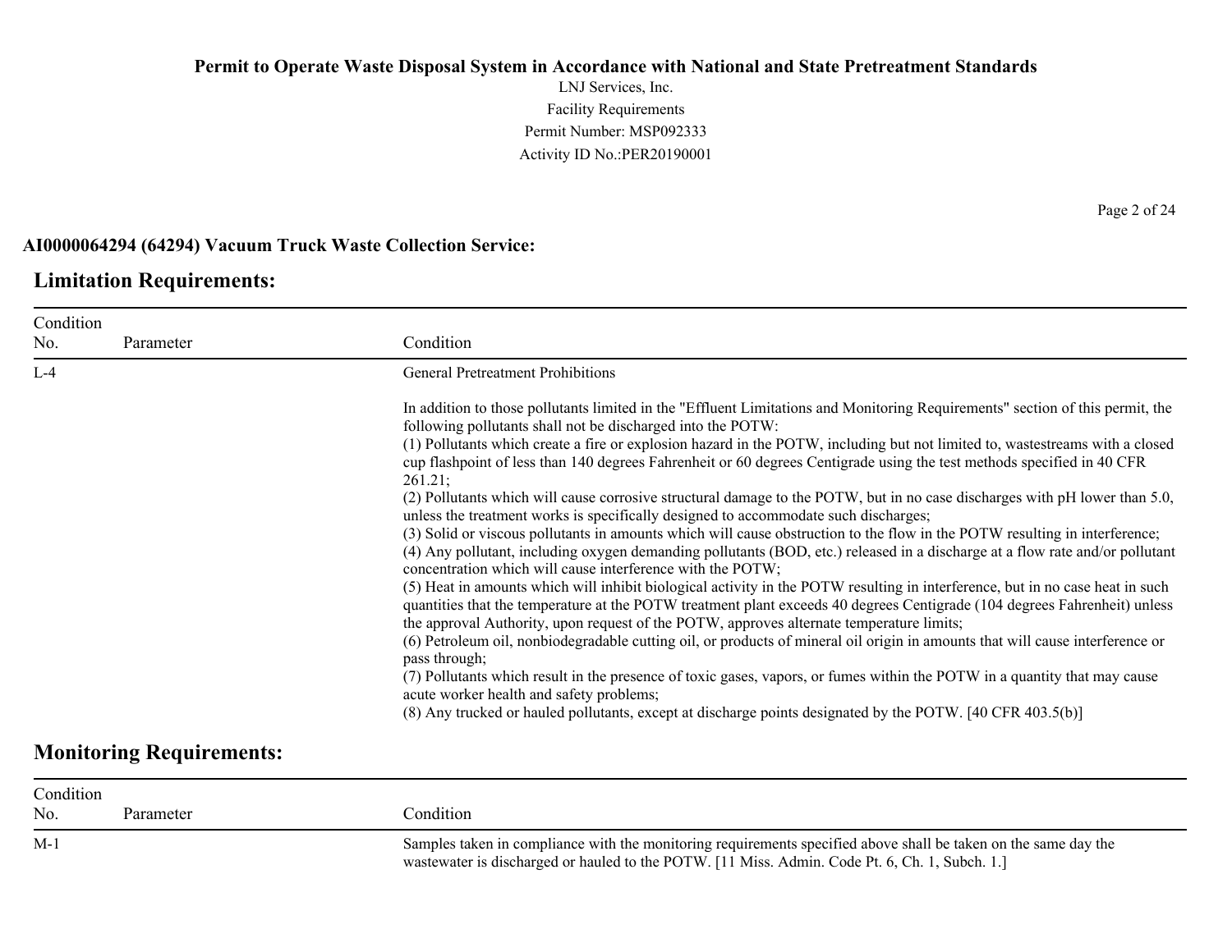**Permit to Operate Waste Disposal System in Accordance with National and State Pretreatment Standards**

LNJ Services, Inc.
Facility Requirements
Permit Number: MSP092333
Activity ID No.:PER20190001

**AI0000064294 (64294) Vacuum Truck Waste Collection Service:**

## Limitation Requirements:

| Condition No. | Parameter | Condition |
|---|---|---|
| L-4 | | General Pretreatment Prohibitions<br><br>In addition to those pollutants limited in the "Effluent Limitations and Monitoring Requirements" section of this permit, the following pollutants shall not be discharged into the POTW:<br>(1) Pollutants which create a fire or explosion hazard in the POTW, including but not limited to, wastestreams with a closed cup flashpoint of less than 140 degrees Fahrenheit or 60 degrees Centigrade using the test methods specified in 40 CFR 261.21;<br>(2) Pollutants which will cause corrosive structural damage to the POTW, but in no case discharges with pH lower than 5.0, unless the treatment works is specifically designed to accommodate such discharges;<br>(3) Solid or viscous pollutants in amounts which will cause obstruction to the flow in the POTW resulting in interference;<br>(4) Any pollutant, including oxygen demanding pollutants (BOD, etc.) released in a discharge at a flow rate and/or pollutant concentration which will cause interference with the POTW;<br>(5) Heat in amounts which will inhibit biological activity in the POTW resulting in interference, but in no case heat in such quantities that the temperature at the POTW treatment plant exceeds 40 degrees Centigrade (104 degrees Fahrenheit) unless the approval Authority, upon request of the POTW, approves alternate temperature limits;<br>(6) Petroleum oil, nonbiodegradable cutting oil, or products of mineral oil origin in amounts that will cause interference or pass through;<br>(7) Pollutants which result in the presence of toxic gases, vapors, or fumes within the POTW in a quantity that may cause acute worker health and safety problems;<br>(8) Any trucked or hauled pollutants, except at discharge points designated by the POTW. [40 CFR 403.5(b)] |

## Monitoring Requirements:

| Condition No. | Parameter | Condition |
|---|---|---|
| M-1 | | Samples taken in compliance with the monitoring requirements specified above shall be taken on the same day the wastewater is discharged or hauled to the POTW. [11 Miss. Admin. Code Pt. 6, Ch. 1, Subch. 1.] |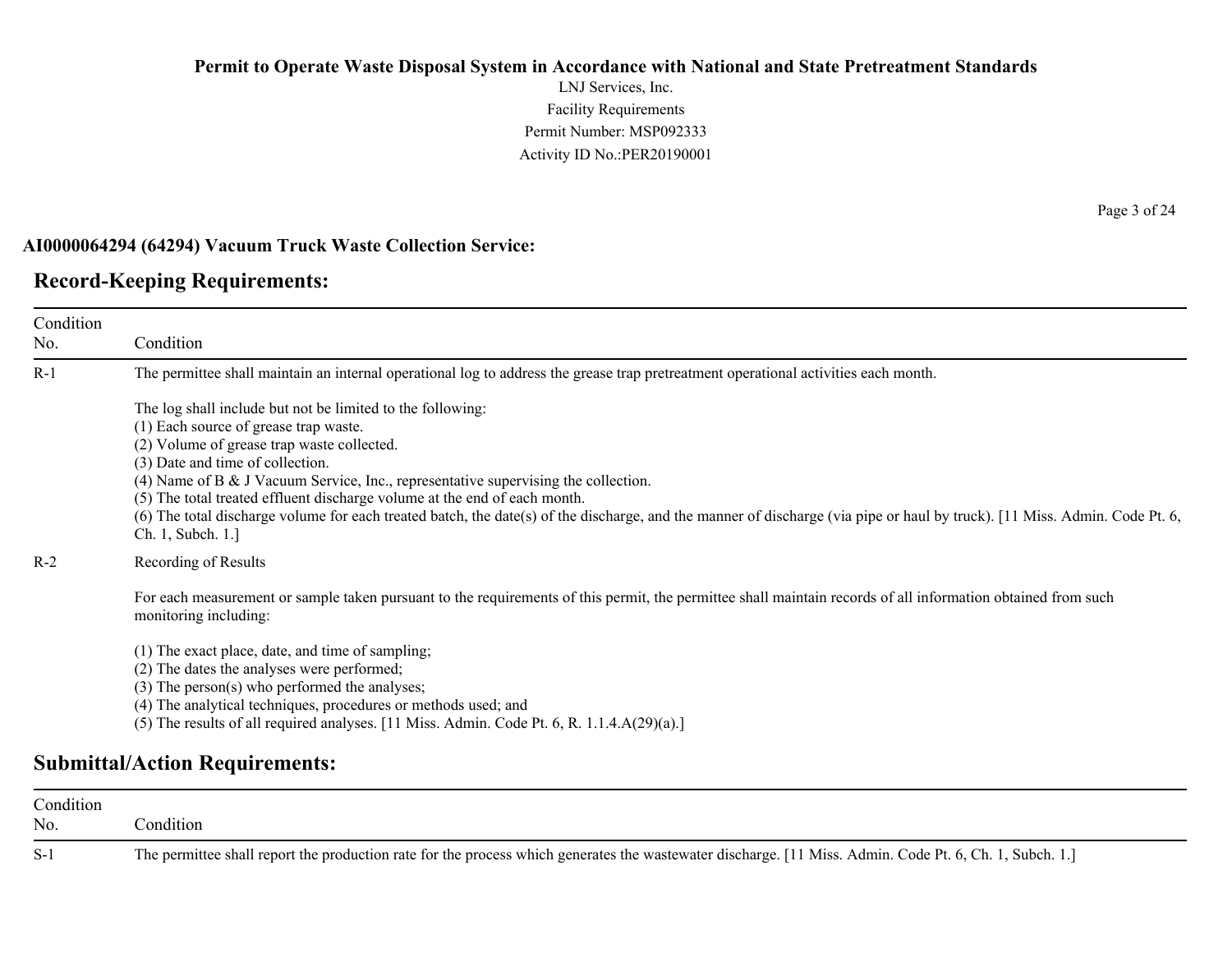**Permit to Operate Waste Disposal System in Accordance with National and State Pretreatment Standards**

LNJ Services, Inc.
Facility Requirements
Permit Number: MSP092333
Activity ID No.:PER20190001

**AI0000064294 (64294) Vacuum Truck Waste Collection Service:**

## Record-Keeping Requirements:

| Condition No. | Condition |
|---|---|
| R-1 | The permittee shall maintain an internal operational log to address the grease trap pretreatment operational activities each month.<br><br>The log shall include but not be limited to the following:<br>(1) Each source of grease trap waste.<br>(2) Volume of grease trap waste collected.<br>(3) Date and time of collection.<br>(4) Name of B & J Vacuum Service, Inc., representative supervising the collection.<br>(5) The total treated effluent discharge volume at the end of each month.<br>(6) The total discharge volume for each treated batch, the date(s) of the discharge, and the manner of discharge (via pipe or haul by truck). [11 Miss. Admin. Code Pt. 6, Ch. 1, Subch. 1.] |
| R-2 | Recording of Results<br><br>For each measurement or sample taken pursuant to the requirements of this permit, the permittee shall maintain records of all information obtained from such monitoring including:<br><br>(1) The exact place, date, and time of sampling;<br>(2) The dates the analyses were performed;<br>(3) The person(s) who performed the analyses;<br>(4) The analytical techniques, procedures or methods used; and<br>(5) The results of all required analyses. [11 Miss. Admin. Code Pt. 6, R. 1.1.4.A(29)(a).] |

## Submittal/Action Requirements:

| Condition No. | Condition |
|---|---|
| S-1 | The permittee shall report the production rate for the process which generates the wastewater discharge. [11 Miss. Admin. Code Pt. 6, Ch. 1, Subch. 1.] |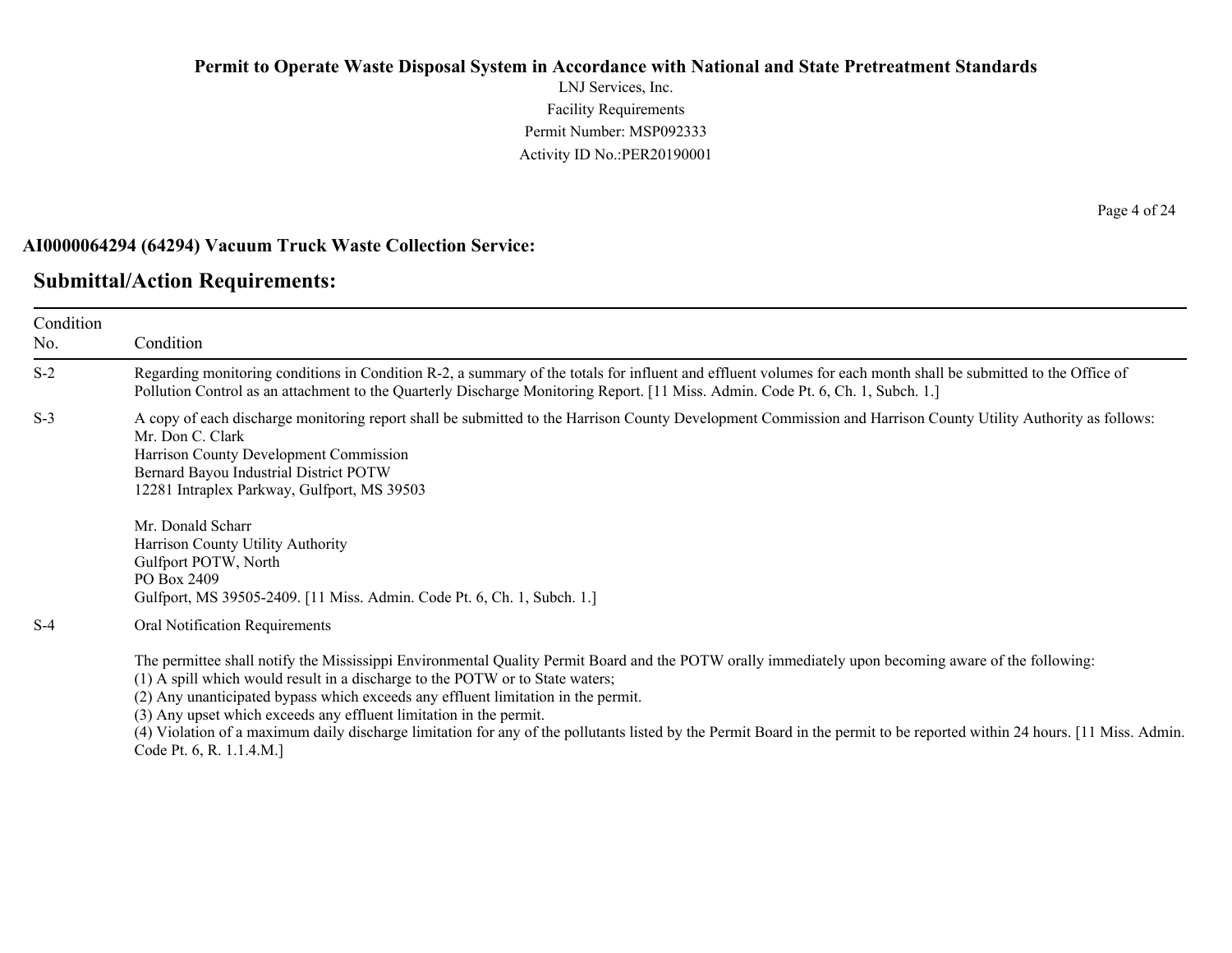**Permit to Operate Waste Disposal System in Accordance with National and State Pretreatment Standards**

LNJ Services, Inc.
Facility Requirements
Permit Number: MSP092333
Activity ID No.:PER20190001

### AI0000064294 (64294) Vacuum Truck Waste Collection Service:

## Submittal/Action Requirements:

| Condition No. | Condition |
|---|---|
| S-2 | Regarding monitoring conditions in Condition R-2, a summary of the totals for influent and effluent volumes for each month shall be submitted to the Office of Pollution Control as an attachment to the Quarterly Discharge Monitoring Report. [11 Miss. Admin. Code Pt. 6, Ch. 1, Subch. 1.] |
| S-3 | A copy of each discharge monitoring report shall be submitted to the Harrison County Development Commission and Harrison County Utility Authority as follows:<br>Mr. Don C. Clark<br>Harrison County Development Commission<br>Bernard Bayou Industrial District POTW<br>12281 Intraplex Parkway, Gulfport, MS 39503<br><br>Mr. Donald Scharr<br>Harrison County Utility Authority<br>Gulfport POTW, North<br>PO Box 2409<br>Gulfport, MS 39505-2409. [11 Miss. Admin. Code Pt. 6, Ch. 1, Subch. 1.] |
| S-4 | Oral Notification Requirements<br><br>The permittee shall notify the Mississippi Environmental Quality Permit Board and the POTW orally immediately upon becoming aware of the following:<br>(1) A spill which would result in a discharge to the POTW or to State waters;<br>(2) Any unanticipated bypass which exceeds any effluent limitation in the permit.<br>(3) Any upset which exceeds any effluent limitation in the permit.<br>(4) Violation of a maximum daily discharge limitation for any of the pollutants listed by the Permit Board in the permit to be reported within 24 hours. [11 Miss. Admin. Code Pt. 6, R. 1.1.4.M.] |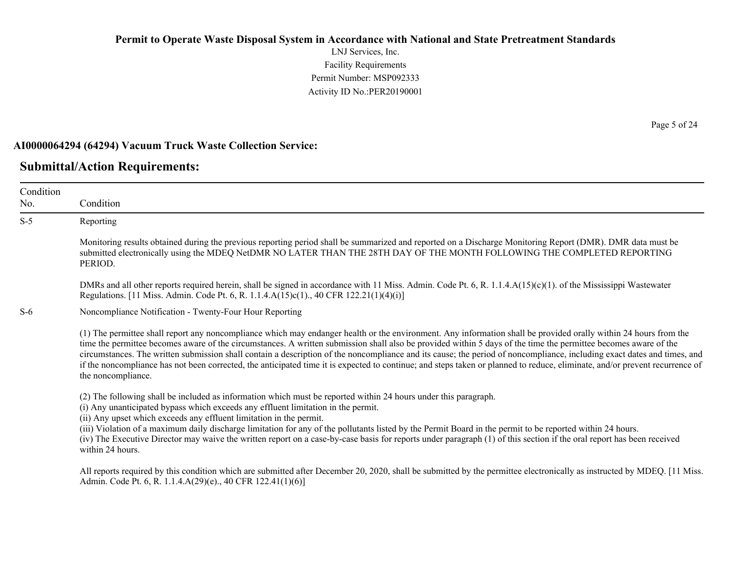**AI0000064294 (64294) Vacuum Truck Waste Collection Service:**

## Submittal/Action Requirements:

| Condition No. | Condition |
|---|---|
| S-5 | Reporting<br><br>Monitoring results obtained during the previous reporting period shall be summarized and reported on a Discharge Monitoring Report (DMR). DMR data must be submitted electronically using the MDEQ NetDMR NO LATER THAN THE 28TH DAY OF THE MONTH FOLLOWING THE COMPLETED REPORTING PERIOD.<br><br>DMRs and all other reports required herein, shall be signed in accordance with 11 Miss. Admin. Code Pt. 6, R. 1.1.4.A(15)(c)(1). of the Mississippi Wastewater Regulations. [11 Miss. Admin. Code Pt. 6, R. 1.1.4.A(15)c(1)., 40 CFR 122.21(1)(4)(i)] |
| S-6 | Noncompliance Notification - Twenty-Four Hour Reporting<br><br>(1) The permittee shall report any noncompliance which may endanger health or the environment. Any information shall be provided orally within 24 hours from the time the permittee becomes aware of the circumstances. A written submission shall also be provided within 5 days of the time the permittee becomes aware of the circumstances. The written submission shall contain a description of the noncompliance and its cause; the period of noncompliance, including exact dates and times, and if the noncompliance has not been corrected, the anticipated time it is expected to continue; and steps taken or planned to reduce, eliminate, and/or prevent recurrence of the noncompliance.<br><br>(2) The following shall be included as information which must be reported within 24 hours under this paragraph.<br>(i) Any unanticipated bypass which exceeds any effluent limitation in the permit.<br>(ii) Any upset which exceeds any effluent limitation in the permit.<br>(iii) Violation of a maximum daily discharge limitation for any of the pollutants listed by the Permit Board in the permit to be reported within 24 hours.<br>(iv) The Executive Director may waive the written report on a case-by-case basis for reports under paragraph (1) of this section if the oral report has been received within 24 hours.<br><br>All reports required by this condition which are submitted after December 20, 2020, shall be submitted by the permittee electronically as instructed by MDEQ. [11 Miss. Admin. Code Pt. 6, R. 1.1.4.A(29)(e)., 40 CFR 122.41(1)(6)] |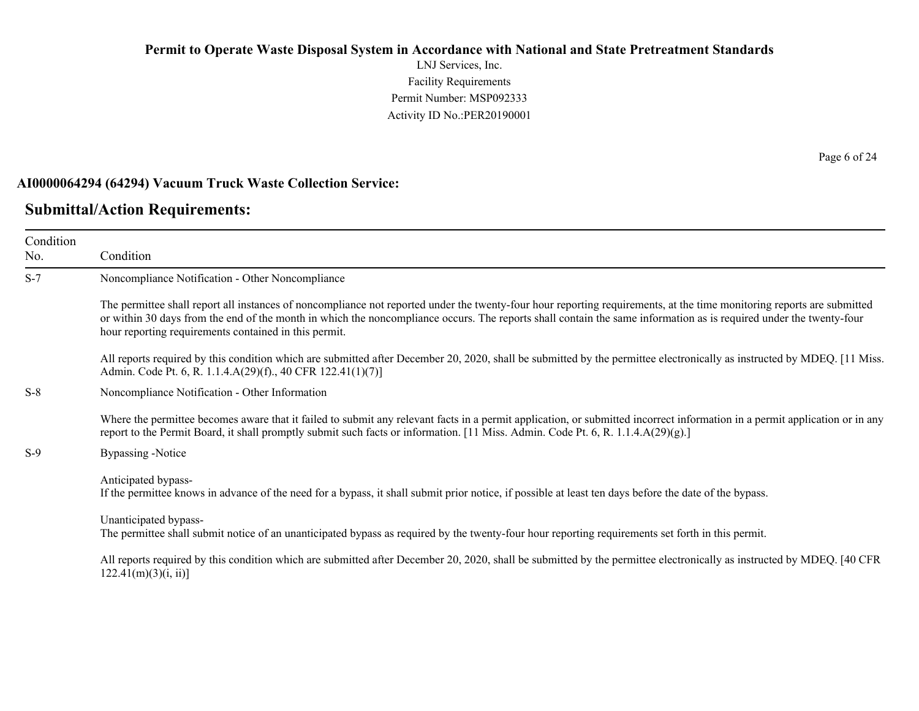**AI0000064294 (64294) Vacuum Truck Waste Collection Service:**

## Submittal/Action Requirements:

| Condition No. | Condition |
|---|---|
| S-7 | Noncompliance Notification - Other Noncompliance<br><br>The permittee shall report all instances of noncompliance not reported under the twenty-four hour reporting requirements, at the time monitoring reports are submitted or within 30 days from the end of the month in which the noncompliance occurs. The reports shall contain the same information as is required under the twenty-four hour reporting requirements contained in this permit.<br><br>All reports required by this condition which are submitted after December 20, 2020, shall be submitted by the permittee electronically as instructed by MDEQ. [11 Miss. Admin. Code Pt. 6, R. 1.1.4.A(29)(f)., 40 CFR 122.41(1)(7)] |
| S-8 | Noncompliance Notification - Other Information<br><br>Where the permittee becomes aware that it failed to submit any relevant facts in a permit application, or submitted incorrect information in a permit application or in any report to the Permit Board, it shall promptly submit such facts or information. [11 Miss. Admin. Code Pt. 6, R. 1.1.4.A(29)(g).] |
| S-9 | Bypassing -Notice<br><br>Anticipated bypass-<br>If the permittee knows in advance of the need for a bypass, it shall submit prior notice, if possible at least ten days before the date of the bypass.<br><br>Unanticipated bypass-<br>The permittee shall submit notice of an unanticipated bypass as required by the twenty-four hour reporting requirements set forth in this permit.<br><br>All reports required by this condition which are submitted after December 20, 2020, shall be submitted by the permittee electronically as instructed by MDEQ. [40 CFR 122.41(m)(3)(i, ii)] |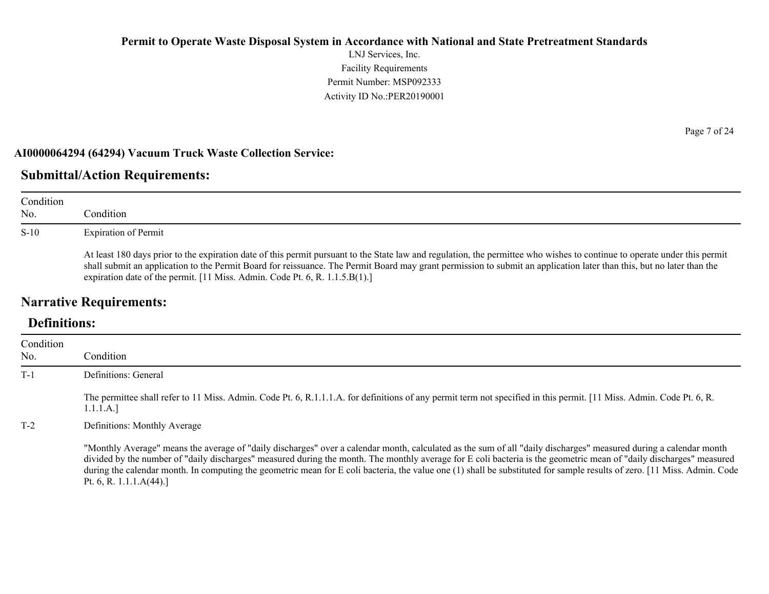**AI0000064294 (64294) Vacuum Truck Waste Collection Service:**

## Submittal/Action Requirements:

| Condition No. | Condition |
|---|---|
| S-10 | Expiration of Permit<br><br>At least 180 days prior to the expiration date of this permit pursuant to the State law and regulation, the permittee who wishes to continue to operate under this permit shall submit an application to the Permit Board for reissuance. The Permit Board may grant permission to submit an application later than this, but no later than the expiration date of the permit. [11 Miss. Admin. Code Pt. 6, R. 1.1.5.B(1).] |

## Narrative Requirements:

### Definitions:

| Condition No. | Condition |
|---|---|
| T-1 | Definitions: General<br><br>The permittee shall refer to 11 Miss. Admin. Code Pt. 6, R.1.1.1.A. for definitions of any permit term not specified in this permit. [11 Miss. Admin. Code Pt. 6, R. 1.1.1.A.] |
| T-2 | Definitions: Monthly Average<br><br>"Monthly Average" means the average of "daily discharges" over a calendar month, calculated as the sum of all "daily discharges" measured during a calendar month divided by the number of "daily discharges" measured during the month. The monthly average for E coli bacteria is the geometric mean of "daily discharges" measured during the calendar month. In computing the geometric mean for E coli bacteria, the value one (1) shall be substituted for sample results of zero. [11 Miss. Admin. Code Pt. 6, R. 1.1.1.A(44).] |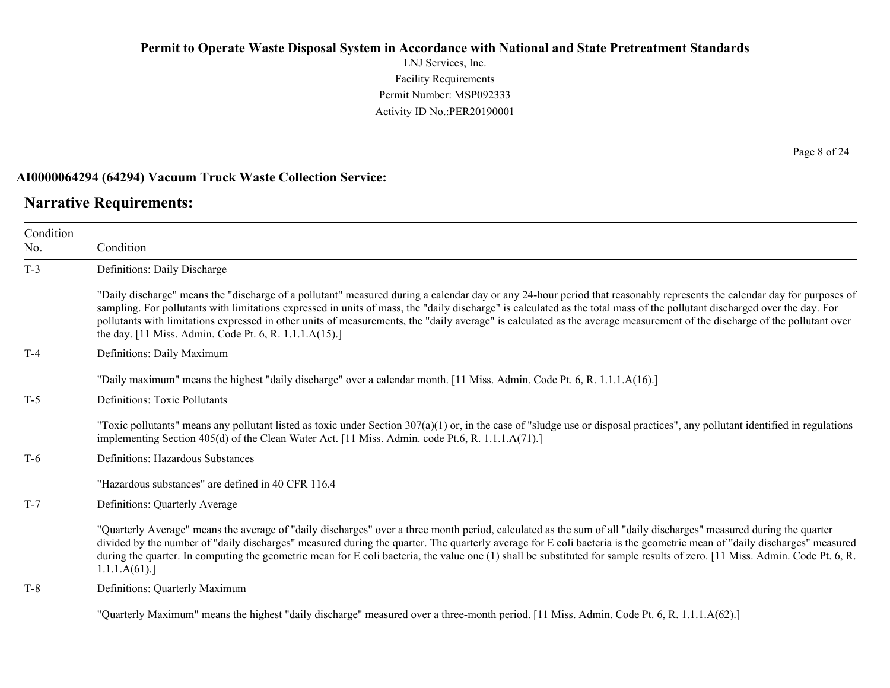**AI0000064294 (64294) Vacuum Truck Waste Collection Service:**

## Narrative Requirements:

| Condition No. | Condition |
| --- | --- |
| T-3 | Definitions: Daily Discharge<br><br>"Daily discharge" means the "discharge of a pollutant" measured during a calendar day or any 24-hour period that reasonably represents the calendar day for purposes of sampling. For pollutants with limitations expressed in units of mass, the "daily discharge" is calculated as the total mass of the pollutant discharged over the day. For pollutants with limitations expressed in other units of measurements, the "daily average" is calculated as the average measurement of the discharge of the pollutant over the day. [11 Miss. Admin. Code Pt. 6, R. 1.1.1.A(15).] |
| T-4 | Definitions: Daily Maximum<br><br>"Daily maximum" means the highest "daily discharge" over a calendar month. [11 Miss. Admin. Code Pt. 6, R. 1.1.1.A(16).] |
| T-5 | Definitions: Toxic Pollutants<br><br>"Toxic pollutants" means any pollutant listed as toxic under Section 307(a)(1) or, in the case of "sludge use or disposal practices", any pollutant identified in regulations implementing Section 405(d) of the Clean Water Act. [11 Miss. Admin. code Pt.6, R. 1.1.1.A(71).] |
| T-6 | Definitions: Hazardous Substances<br><br>"Hazardous substances" are defined in 40 CFR 116.4 |
| T-7 | Definitions: Quarterly Average<br><br>"Quarterly Average" means the average of "daily discharges" over a three month period, calculated as the sum of all "daily discharges" measured during the quarter divided by the number of "daily discharges" measured during the quarter. The quarterly average for E coli bacteria is the geometric mean of "daily discharges" measured during the quarter. In computing the geometric mean for E coli bacteria, the value one (1) shall be substituted for sample results of zero. [11 Miss. Admin. Code Pt. 6, R. 1.1.1.A(61).] |
| T-8 | Definitions: Quarterly Maximum<br><br>"Quarterly Maximum" means the highest "daily discharge" measured over a three-month period. [11 Miss. Admin. Code Pt. 6, R. 1.1.1.A(62).] |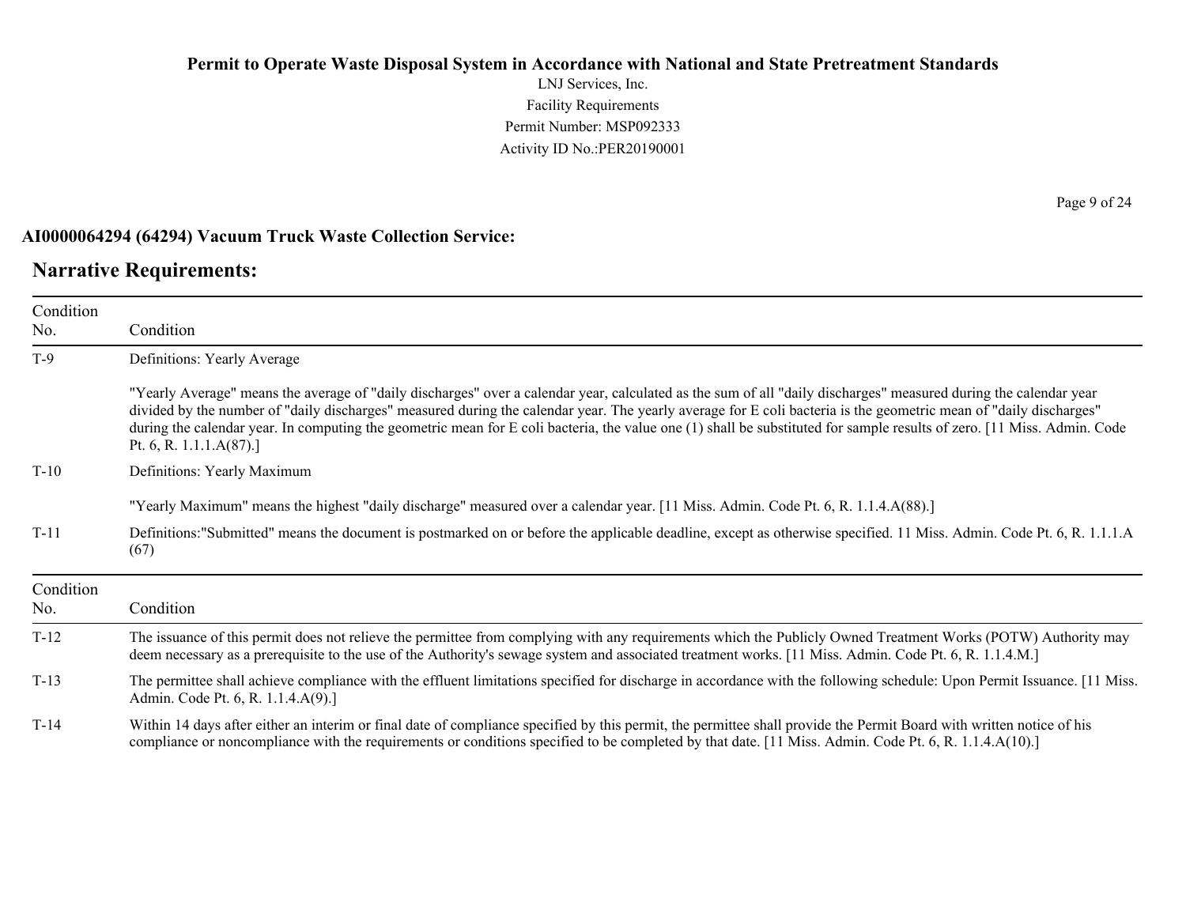**AI0000064294 (64294) Vacuum Truck Waste Collection Service:**

## Narrative Requirements:

| Condition No. | Condition |
|---|---|
| T-9 | Definitions: Yearly Average<br><br>"Yearly Average" means the average of "daily discharges" over a calendar year, calculated as the sum of all "daily discharges" measured during the calendar year divided by the number of "daily discharges" measured during the calendar year. The yearly average for E coli bacteria is the geometric mean of "daily discharges" during the calendar year. In computing the geometric mean for E coli bacteria, the value one (1) shall be substituted for sample results of zero. [11 Miss. Admin. Code Pt. 6, R. 1.1.1.A(87).] |
| T-10 | Definitions: Yearly Maximum<br><br>"Yearly Maximum" means the highest "daily discharge" measured over a calendar year. [11 Miss. Admin. Code Pt. 6, R. 1.1.4.A(88).] |
| T-11 | Definitions:"Submitted" means the document is postmarked on or before the applicable deadline, except as otherwise specified. 11 Miss. Admin. Code Pt. 6, R. 1.1.1.A (67) |

| Condition No. | Condition |
|---|---|
| T-12 | The issuance of this permit does not relieve the permittee from complying with any requirements which the Publicly Owned Treatment Works (POTW) Authority may deem necessary as a prerequisite to the use of the Authority's sewage system and associated treatment works. [11 Miss. Admin. Code Pt. 6, R. 1.1.4.M.] |
| T-13 | The permittee shall achieve compliance with the effluent limitations specified for discharge in accordance with the following schedule: Upon Permit Issuance. [11 Miss. Admin. Code Pt. 6, R. 1.1.4.A(9).] |
| T-14 | Within 14 days after either an interim or final date of compliance specified by this permit, the permittee shall provide the Permit Board with written notice of his compliance or noncompliance with the requirements or conditions specified to be completed by that date. [11 Miss. Admin. Code Pt. 6, R. 1.1.4.A(10).] |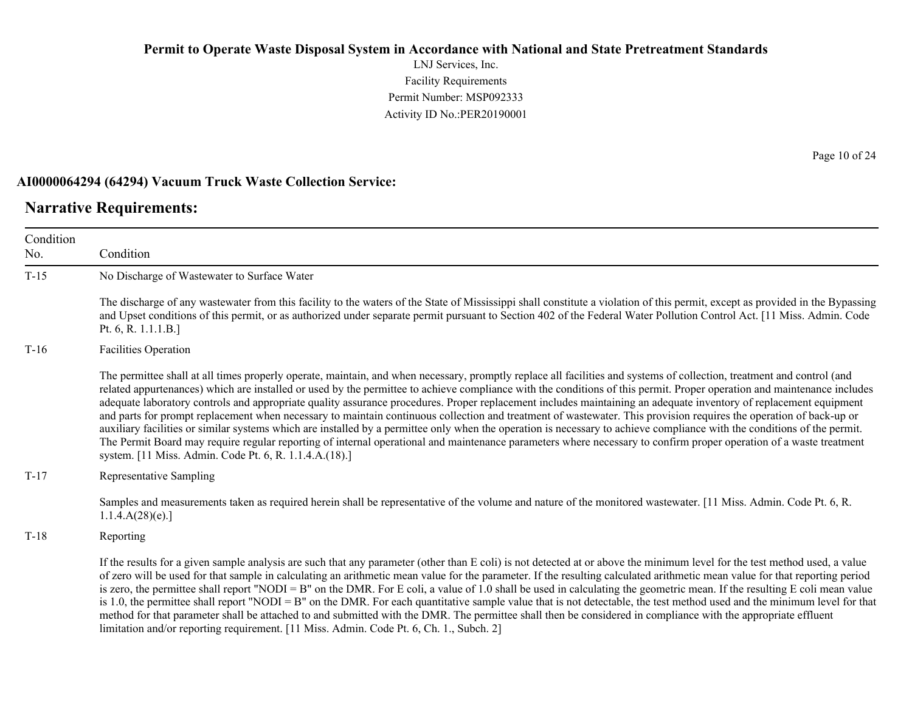**AI0000064294 (64294) Vacuum Truck Waste Collection Service:**

## Narrative Requirements:

| Condition No. | Condition |
|---|---|
| T-15 | No Discharge of Wastewater to Surface Water<br><br>The discharge of any wastewater from this facility to the waters of the State of Mississippi shall constitute a violation of this permit, except as provided in the Bypassing and Upset conditions of this permit, or as authorized under separate permit pursuant to Section 402 of the Federal Water Pollution Control Act. [11 Miss. Admin. Code Pt. 6, R. 1.1.1.B.] |
| T-16 | Facilities Operation<br><br>The permittee shall at all times properly operate, maintain, and when necessary, promptly replace all facilities and systems of collection, treatment and control (and related appurtenances) which are installed or used by the permittee to achieve compliance with the conditions of this permit. Proper operation and maintenance includes adequate laboratory controls and appropriate quality assurance procedures. Proper replacement includes maintaining an adequate inventory of replacement equipment and parts for prompt replacement when necessary to maintain continuous collection and treatment of wastewater. This provision requires the operation of back-up or auxiliary facilities or similar systems which are installed by a permittee only when the operation is necessary to achieve compliance with the conditions of the permit. The Permit Board may require regular reporting of internal operational and maintenance parameters where necessary to confirm proper operation of a waste treatment system. [11 Miss. Admin. Code Pt. 6, R. 1.1.4.A.(18).] |
| T-17 | Representative Sampling<br><br>Samples and measurements taken as required herein shall be representative of the volume and nature of the monitored wastewater. [11 Miss. Admin. Code Pt. 6, R. 1.1.4.A(28)(e).] |
| T-18 | Reporting<br><br>If the results for a given sample analysis are such that any parameter (other than E coli) is not detected at or above the minimum level for the test method used, a value of zero will be used for that sample in calculating an arithmetic mean value for the parameter. If the resulting calculated arithmetic mean value for that reporting period is zero, the permittee shall report "NODI = B" on the DMR. For E coli, a value of 1.0 shall be used in calculating the geometric mean. If the resulting E coli mean value is 1.0, the permittee shall report "NODI = B" on the DMR. For each quantitative sample value that is not detectable, the test method used and the minimum level for that method for that parameter shall be attached to and submitted with the DMR. The permittee shall then be considered in compliance with the appropriate effluent limitation and/or reporting requirement. [11 Miss. Admin. Code Pt. 6, Ch. 1., Subch. 2] |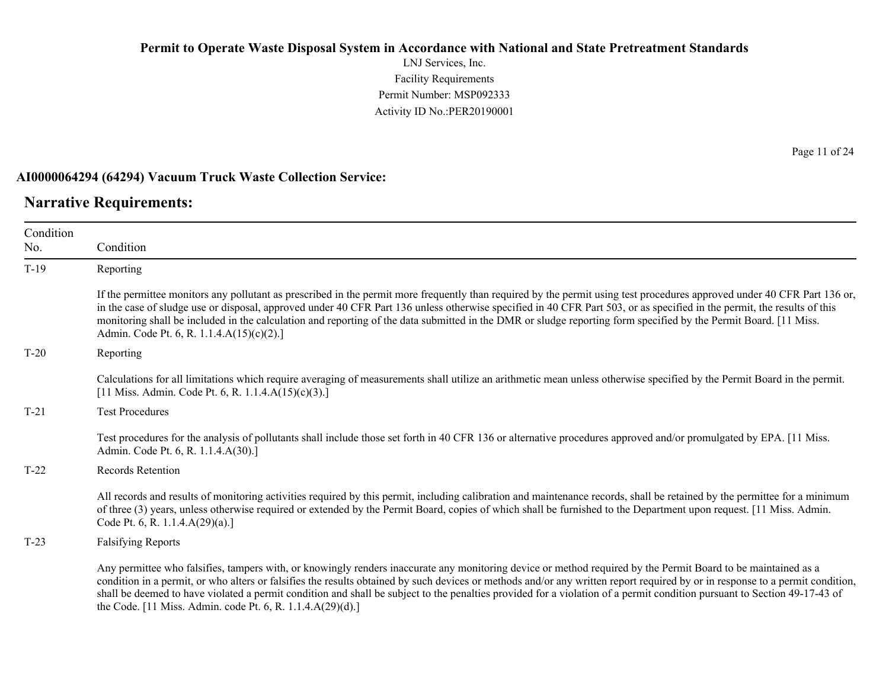**AI0000064294 (64294) Vacuum Truck Waste Collection Service:**

## Narrative Requirements:

| Condition No. | Condition |
|---|---|
| T-19 | Reporting<br><br>If the permittee monitors any pollutant as prescribed in the permit more frequently than required by the permit using test procedures approved under 40 CFR Part 136 or, in the case of sludge use or disposal, approved under 40 CFR Part 136 unless otherwise specified in 40 CFR Part 503, or as specified in the permit, the results of this monitoring shall be included in the calculation and reporting of the data submitted in the DMR or sludge reporting form specified by the Permit Board. [11 Miss. Admin. Code Pt. 6, R. 1.1.4.A(15)(c)(2).] |
| T-20 | Reporting<br><br>Calculations for all limitations which require averaging of measurements shall utilize an arithmetic mean unless otherwise specified by the Permit Board in the permit. [11 Miss. Admin. Code Pt. 6, R. 1.1.4.A(15)(c)(3).] |
| T-21 | Test Procedures<br><br>Test procedures for the analysis of pollutants shall include those set forth in 40 CFR 136 or alternative procedures approved and/or promulgated by EPA. [11 Miss. Admin. Code Pt. 6, R. 1.1.4.A(30).] |
| T-22 | Records Retention<br><br>All records and results of monitoring activities required by this permit, including calibration and maintenance records, shall be retained by the permittee for a minimum of three (3) years, unless otherwise required or extended by the Permit Board, copies of which shall be furnished to the Department upon request. [11 Miss. Admin. Code Pt. 6, R. 1.1.4.A(29)(a).] |
| T-23 | Falsifying Reports<br><br>Any permittee who falsifies, tampers with, or knowingly renders inaccurate any monitoring device or method required by the Permit Board to be maintained as a condition in a permit, or who alters or falsifies the results obtained by such devices or methods and/or any written report required by or in response to a permit condition, shall be deemed to have violated a permit condition and shall be subject to the penalties provided for a violation of a permit condition pursuant to Section 49-17-43 of the Code. [11 Miss. Admin. code Pt. 6, R. 1.1.4.A(29)(d).] |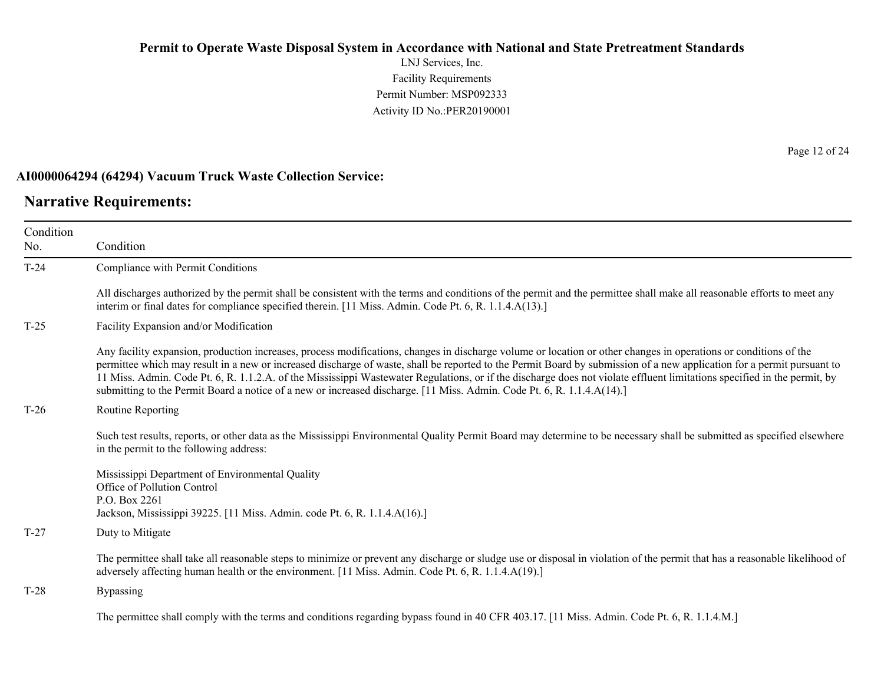**AI0000064294 (64294) Vacuum Truck Waste Collection Service:**

## Narrative Requirements:

| Condition No. | Condition |
|---|---|
| T-24 | Compliance with Permit Conditions<br><br>All discharges authorized by the permit shall be consistent with the terms and conditions of the permit and the permittee shall make all reasonable efforts to meet any interim or final dates for compliance specified therein. [11 Miss. Admin. Code Pt. 6, R. 1.1.4.A(13).] |
| T-25 | Facility Expansion and/or Modification<br><br>Any facility expansion, production increases, process modifications, changes in discharge volume or location or other changes in operations or conditions of the permittee which may result in a new or increased discharge of waste, shall be reported to the Permit Board by submission of a new application for a permit pursuant to 11 Miss. Admin. Code Pt. 6, R. 1.1.2.A. of the Mississippi Wastewater Regulations, or if the discharge does not violate effluent limitations specified in the permit, by submitting to the Permit Board a notice of a new or increased discharge. [11 Miss. Admin. Code Pt. 6, R. 1.1.4.A(14).] |
| T-26 | Routine Reporting<br><br>Such test results, reports, or other data as the Mississippi Environmental Quality Permit Board may determine to be necessary shall be submitted as specified elsewhere in the permit to the following address:<br><br>Mississippi Department of Environmental Quality<br>Office of Pollution Control<br>P.O. Box 2261<br>Jackson, Mississippi 39225. [11 Miss. Admin. code Pt. 6, R. 1.1.4.A(16).] |
| T-27 | Duty to Mitigate<br><br>The permittee shall take all reasonable steps to minimize or prevent any discharge or sludge use or disposal in violation of the permit that has a reasonable likelihood of adversely affecting human health or the environment. [11 Miss. Admin. Code Pt. 6, R. 1.1.4.A(19).] |
| T-28 | Bypassing<br><br>The permittee shall comply with the terms and conditions regarding bypass found in 40 CFR 403.17. [11 Miss. Admin. Code Pt. 6, R. 1.1.4.M.] |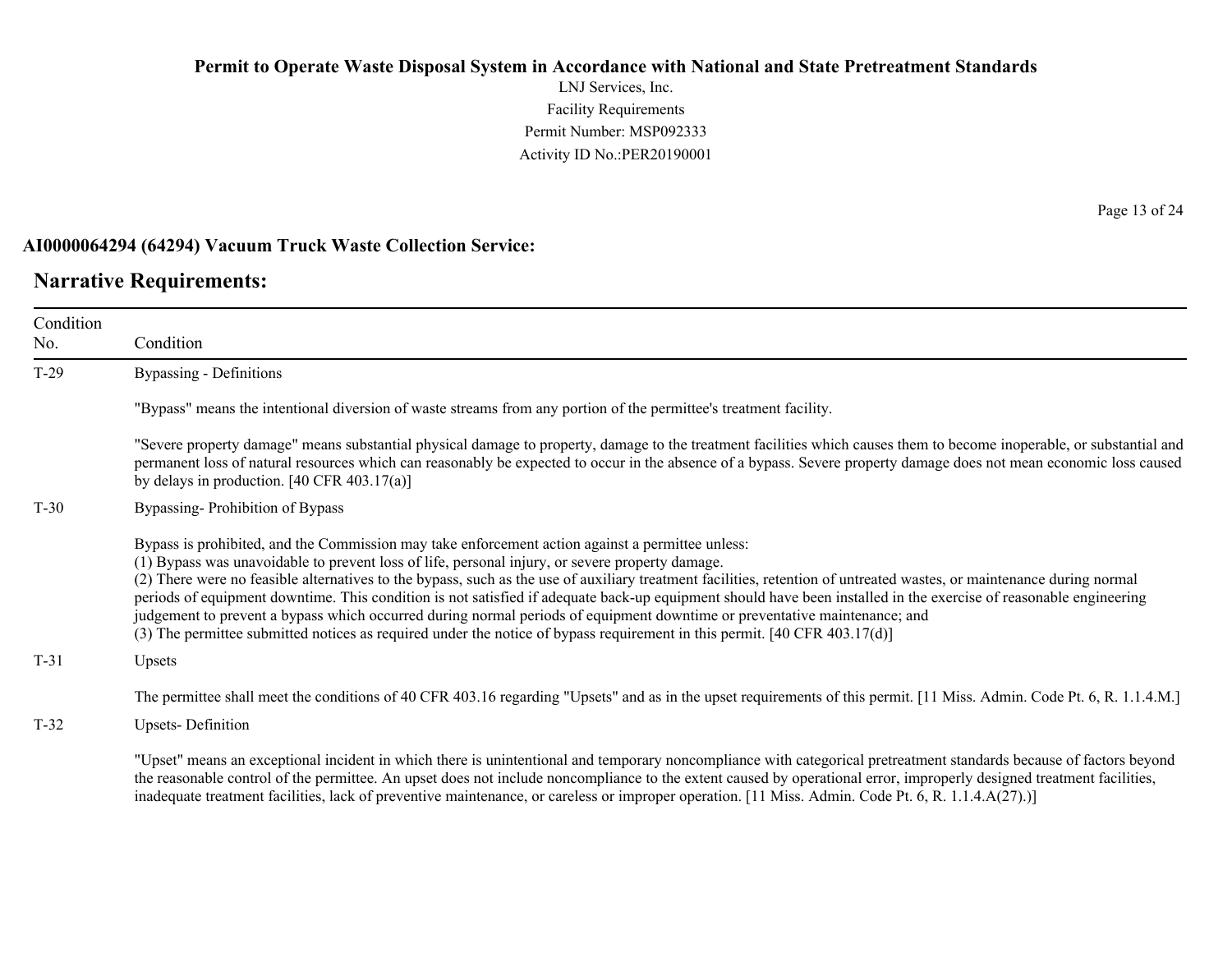**AI0000064294 (64294) Vacuum Truck Waste Collection Service:**

## Narrative Requirements:

| Condition No. | Condition |
|---|---|
| T-29 | Bypassing - Definitions<br><br>"Bypass" means the intentional diversion of waste streams from any portion of the permittee's treatment facility.<br><br>"Severe property damage" means substantial physical damage to property, damage to the treatment facilities which causes them to become inoperable, or substantial and permanent loss of natural resources which can reasonably be expected to occur in the absence of a bypass. Severe property damage does not mean economic loss caused by delays in production. [40 CFR 403.17(a)] |
| T-30 | Bypassing- Prohibition of Bypass<br><br>Bypass is prohibited, and the Commission may take enforcement action against a permittee unless:<br>(1) Bypass was unavoidable to prevent loss of life, personal injury, or severe property damage.<br>(2) There were no feasible alternatives to the bypass, such as the use of auxiliary treatment facilities, retention of untreated wastes, or maintenance during normal periods of equipment downtime. This condition is not satisfied if adequate back-up equipment should have been installed in the exercise of reasonable engineering judgement to prevent a bypass which occurred during normal periods of equipment downtime or preventative maintenance; and<br>(3) The permittee submitted notices as required under the notice of bypass requirement in this permit. [40 CFR 403.17(d)] |
| T-31 | Upsets<br><br>The permittee shall meet the conditions of 40 CFR 403.16 regarding "Upsets" and as in the upset requirements of this permit. [11 Miss. Admin. Code Pt. 6, R. 1.1.4.M.] |
| T-32 | Upsets- Definition<br><br>"Upset" means an exceptional incident in which there is unintentional and temporary noncompliance with categorical pretreatment standards because of factors beyond the reasonable control of the permittee. An upset does not include noncompliance to the extent caused by operational error, improperly designed treatment facilities, inadequate treatment facilities, lack of preventive maintenance, or careless or improper operation. [11 Miss. Admin. Code Pt. 6, R. 1.1.4.A(27).)] |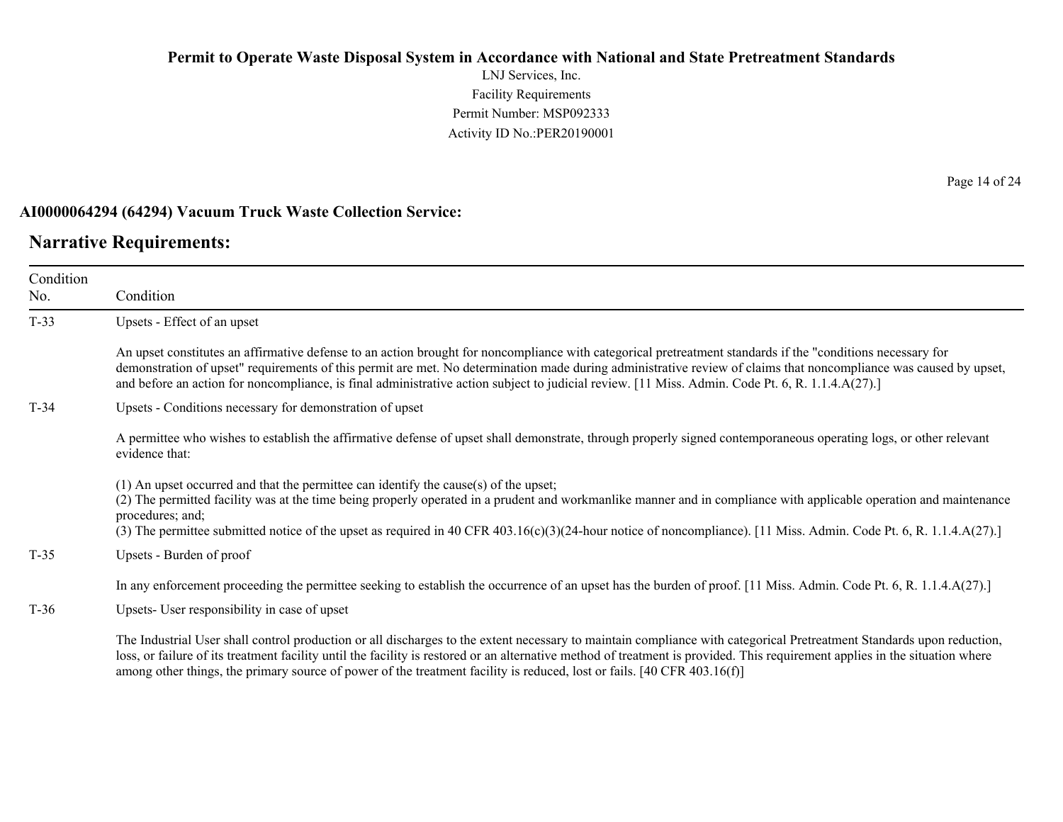**AI0000064294 (64294) Vacuum Truck Waste Collection Service:**

## Narrative Requirements:

| Condition No. | Condition |
|---|---|
| T-33 | Upsets - Effect of an upset<br><br>An upset constitutes an affirmative defense to an action brought for noncompliance with categorical pretreatment standards if the "conditions necessary for demonstration of upset" requirements of this permit are met. No determination made during administrative review of claims that noncompliance was caused by upset, and before an action for noncompliance, is final administrative action subject to judicial review. [11 Miss. Admin. Code Pt. 6, R. 1.1.4.A(27).] |
| T-34 | Upsets - Conditions necessary for demonstration of upset<br><br>A permittee who wishes to establish the affirmative defense of upset shall demonstrate, through properly signed contemporaneous operating logs, or other relevant evidence that:<br><br>(1) An upset occurred and that the permittee can identify the cause(s) of the upset;<br>(2) The permitted facility was at the time being properly operated in a prudent and workmanlike manner and in compliance with applicable operation and maintenance procedures; and;<br>(3) The permittee submitted notice of the upset as required in 40 CFR 403.16(c)(3)(24-hour notice of noncompliance). [11 Miss. Admin. Code Pt. 6, R. 1.1.4.A(27).] |
| T-35 | Upsets - Burden of proof<br><br>In any enforcement proceeding the permittee seeking to establish the occurrence of an upset has the burden of proof. [11 Miss. Admin. Code Pt. 6, R. 1.1.4.A(27).] |
| T-36 | Upsets- User responsibility in case of upset<br><br>The Industrial User shall control production or all discharges to the extent necessary to maintain compliance with categorical Pretreatment Standards upon reduction, loss, or failure of its treatment facility until the facility is restored or an alternative method of treatment is provided. This requirement applies in the situation where among other things, the primary source of power of the treatment facility is reduced, lost or fails. [40 CFR 403.16(f)] |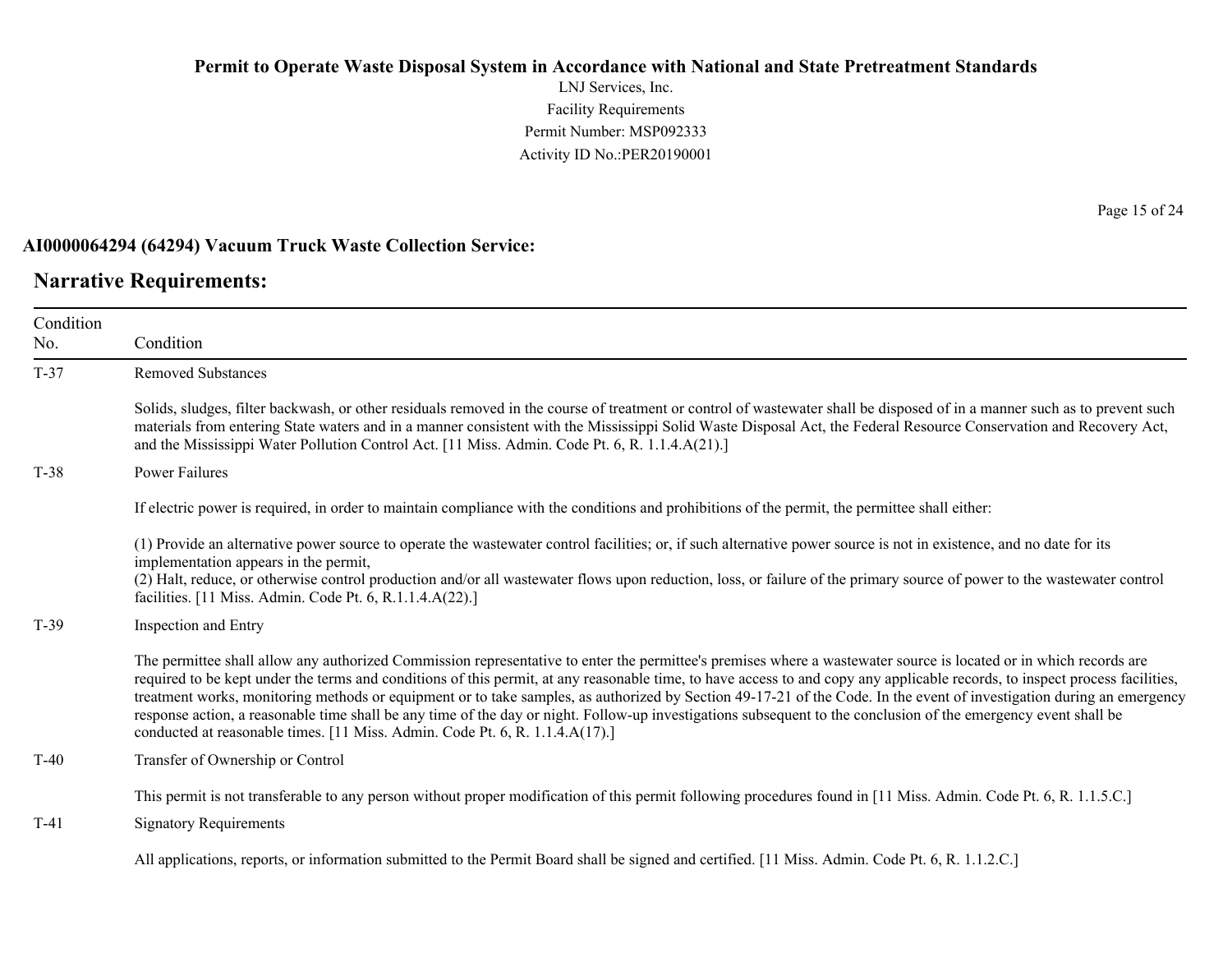**AI0000064294 (64294) Vacuum Truck Waste Collection Service:**

## Narrative Requirements:

| Condition No. | Condition |
|---|---|
| T-37 | Removed Substances<br><br>Solids, sludges, filter backwash, or other residuals removed in the course of treatment or control of wastewater shall be disposed of in a manner such as to prevent such materials from entering State waters and in a manner consistent with the Mississippi Solid Waste Disposal Act, the Federal Resource Conservation and Recovery Act, and the Mississippi Water Pollution Control Act. [11 Miss. Admin. Code Pt. 6, R. 1.1.4.A(21).] |
| T-38 | Power Failures<br><br>If electric power is required, in order to maintain compliance with the conditions and prohibitions of the permit, the permittee shall either:<br><br>(1) Provide an alternative power source to operate the wastewater control facilities; or, if such alternative power source is not in existence, and no date for its implementation appears in the permit,<br>(2) Halt, reduce, or otherwise control production and/or all wastewater flows upon reduction, loss, or failure of the primary source of power to the wastewater control facilities. [11 Miss. Admin. Code Pt. 6, R.1.1.4.A(22).] |
| T-39 | Inspection and Entry<br><br>The permittee shall allow any authorized Commission representative to enter the permittee's premises where a wastewater source is located or in which records are required to be kept under the terms and conditions of this permit, at any reasonable time, to have access to and copy any applicable records, to inspect process facilities, treatment works, monitoring methods or equipment or to take samples, as authorized by Section 49-17-21 of the Code. In the event of investigation during an emergency response action, a reasonable time shall be any time of the day or night. Follow-up investigations subsequent to the conclusion of the emergency event shall be conducted at reasonable times. [11 Miss. Admin. Code Pt. 6, R. 1.1.4.A(17).] |
| T-40 | Transfer of Ownership or Control<br><br>This permit is not transferable to any person without proper modification of this permit following procedures found in [11 Miss. Admin. Code Pt. 6, R. 1.1.5.C.] |
| T-41 | Signatory Requirements<br><br>All applications, reports, or information submitted to the Permit Board shall be signed and certified. [11 Miss. Admin. Code Pt. 6, R. 1.1.2.C.] |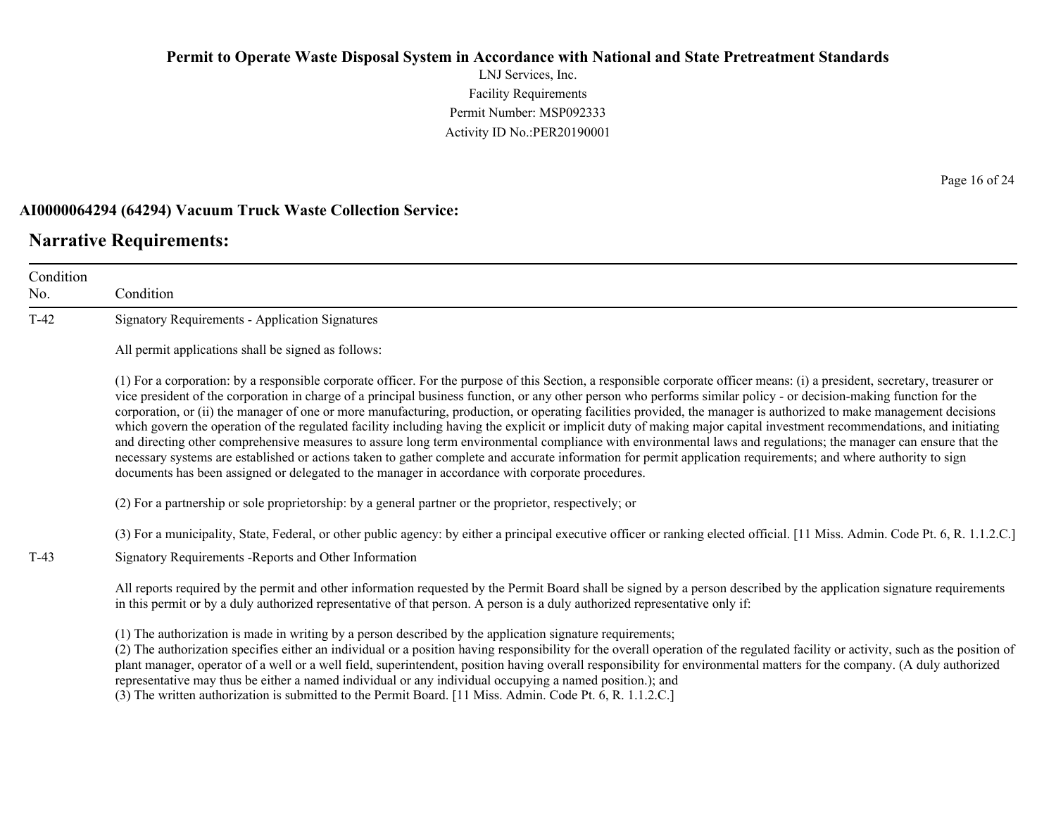# Permit to Operate Waste Disposal System in Accordance with National and State Pretreatment Standards

LNJ Services, Inc.
Facility Requirements
Permit Number: MSP092333
Activity ID No.:PER20190001

**AI0000064294 (64294) Vacuum Truck Waste Collection Service:**

## Narrative Requirements:

| Condition No. | Condition |
|---|---|
| T-42 | Signatory Requirements - Application Signatures<br><br>All permit applications shall be signed as follows:<br><br>(1) For a corporation: by a responsible corporate officer. For the purpose of this Section, a responsible corporate officer means: (i) a president, secretary, treasurer or vice president of the corporation in charge of a principal business function, or any other person who performs similar policy - or decision-making function for the corporation, or (ii) the manager of one or more manufacturing, production, or operating facilities provided, the manager is authorized to make management decisions which govern the operation of the regulated facility including having the explicit or implicit duty of making major capital investment recommendations, and initiating and directing other comprehensive measures to assure long term environmental compliance with environmental laws and regulations; the manager can ensure that the necessary systems are established or actions taken to gather complete and accurate information for permit application requirements; and where authority to sign documents has been assigned or delegated to the manager in accordance with corporate procedures.<br><br>(2) For a partnership or sole proprietorship: by a general partner or the proprietor, respectively; or<br><br>(3) For a municipality, State, Federal, or other public agency: by either a principal executive officer or ranking elected official. [11 Miss. Admin. Code Pt. 6, R. 1.1.2.C.] |
| T-43 | Signatory Requirements -Reports and Other Information<br><br>All reports required by the permit and other information requested by the Permit Board shall be signed by a person described by the application signature requirements in this permit or by a duly authorized representative of that person. A person is a duly authorized representative only if:<br><br>(1) The authorization is made in writing by a person described by the application signature requirements;<br>(2) The authorization specifies either an individual or a position having responsibility for the overall operation of the regulated facility or activity, such as the position of plant manager, operator of a well or a well field, superintendent, position having overall responsibility for environmental matters for the company. (A duly authorized representative may thus be either a named individual or any individual occupying a named position.); and<br>(3) The written authorization is submitted to the Permit Board. [11 Miss. Admin. Code Pt. 6, R. 1.1.2.C.] |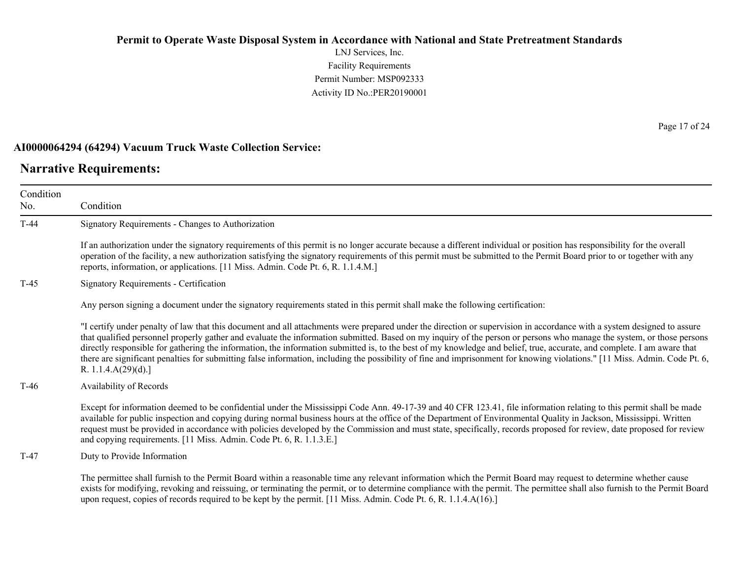**AI0000064294 (64294) Vacuum Truck Waste Collection Service:**

## Narrative Requirements:

| Condition No. | Condition |
|---|---|
| T-44 | Signatory Requirements - Changes to Authorization<br><br>If an authorization under the signatory requirements of this permit is no longer accurate because a different individual or position has responsibility for the overall operation of the facility, a new authorization satisfying the signatory requirements of this permit must be submitted to the Permit Board prior to or together with any reports, information, or applications. [11 Miss. Admin. Code Pt. 6, R. 1.1.4.M.] |
| T-45 | Signatory Requirements - Certification<br><br>Any person signing a document under the signatory requirements stated in this permit shall make the following certification:<br><br>"I certify under penalty of law that this document and all attachments were prepared under the direction or supervision in accordance with a system designed to assure that qualified personnel properly gather and evaluate the information submitted. Based on my inquiry of the person or persons who manage the system, or those persons directly responsible for gathering the information, the information submitted is, to the best of my knowledge and belief, true, accurate, and complete. I am aware that there are significant penalties for submitting false information, including the possibility of fine and imprisonment for knowing violations." [11 Miss. Admin. Code Pt. 6, R. 1.1.4.A(29)(d).] |
| T-46 | Availability of Records<br><br>Except for information deemed to be confidential under the Mississippi Code Ann. 49-17-39 and 40 CFR 123.41, file information relating to this permit shall be made available for public inspection and copying during normal business hours at the office of the Department of Environmental Quality in Jackson, Mississippi. Written request must be provided in accordance with policies developed by the Commission and must state, specifically, records proposed for review, date proposed for review and copying requirements. [11 Miss. Admin. Code Pt. 6, R. 1.1.3.E.] |
| T-47 | Duty to Provide Information<br><br>The permittee shall furnish to the Permit Board within a reasonable time any relevant information which the Permit Board may request to determine whether cause exists for modifying, revoking and reissuing, or terminating the permit, or to determine compliance with the permit. The permittee shall also furnish to the Permit Board upon request, copies of records required to be kept by the permit. [11 Miss. Admin. Code Pt. 6, R. 1.1.4.A(16).] |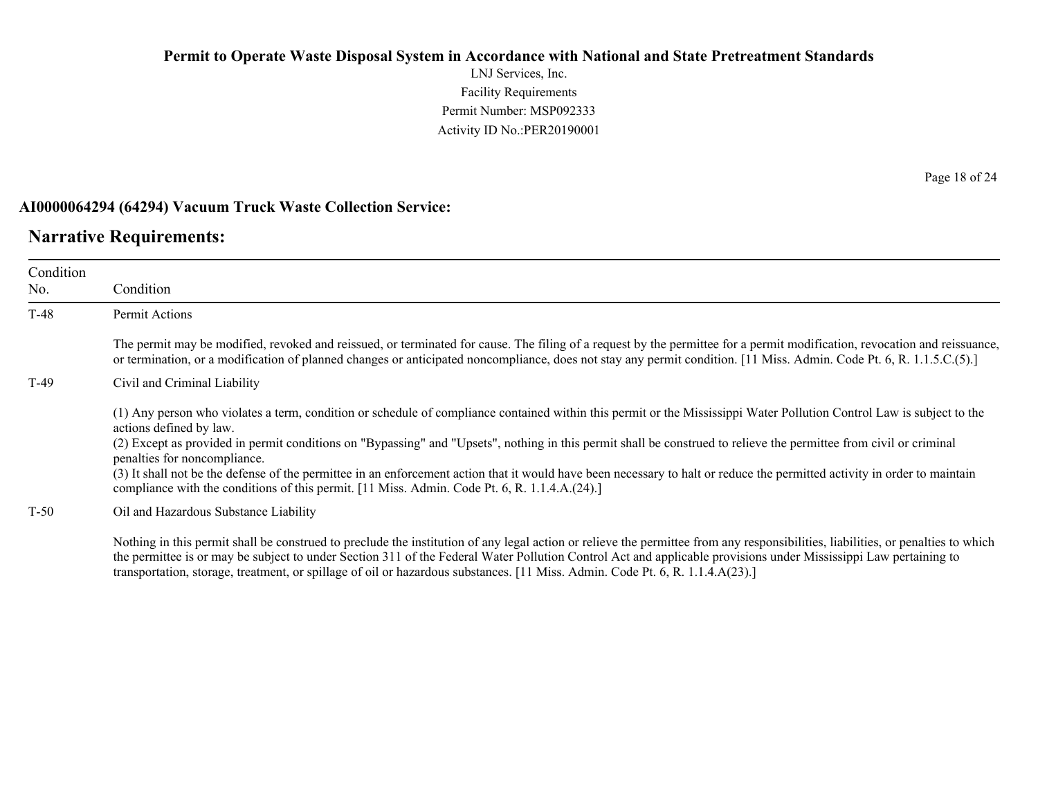**AI0000064294 (64294) Vacuum Truck Waste Collection Service:**

## Narrative Requirements:

| Condition No. | Condition |
|---|---|
| T-48 | Permit Actions<br><br>The permit may be modified, revoked and reissued, or terminated for cause. The filing of a request by the permittee for a permit modification, revocation and reissuance, or termination, or a modification of planned changes or anticipated noncompliance, does not stay any permit condition. [11 Miss. Admin. Code Pt. 6, R. 1.1.5.C.(5).] |
| T-49 | Civil and Criminal Liability<br><br>(1) Any person who violates a term, condition or schedule of compliance contained within this permit or the Mississippi Water Pollution Control Law is subject to the actions defined by law.<br>(2) Except as provided in permit conditions on "Bypassing" and "Upsets", nothing in this permit shall be construed to relieve the permittee from civil or criminal penalties for noncompliance.<br>(3) It shall not be the defense of the permittee in an enforcement action that it would have been necessary to halt or reduce the permitted activity in order to maintain compliance with the conditions of this permit. [11 Miss. Admin. Code Pt. 6, R. 1.1.4.A.(24).] |
| T-50 | Oil and Hazardous Substance Liability<br><br>Nothing in this permit shall be construed to preclude the institution of any legal action or relieve the permittee from any responsibilities, liabilities, or penalties to which the permittee is or may be subject to under Section 311 of the Federal Water Pollution Control Act and applicable provisions under Mississippi Law pertaining to transportation, storage, treatment, or spillage of oil or hazardous substances. [11 Miss. Admin. Code Pt. 6, R. 1.1.4.A(23).] |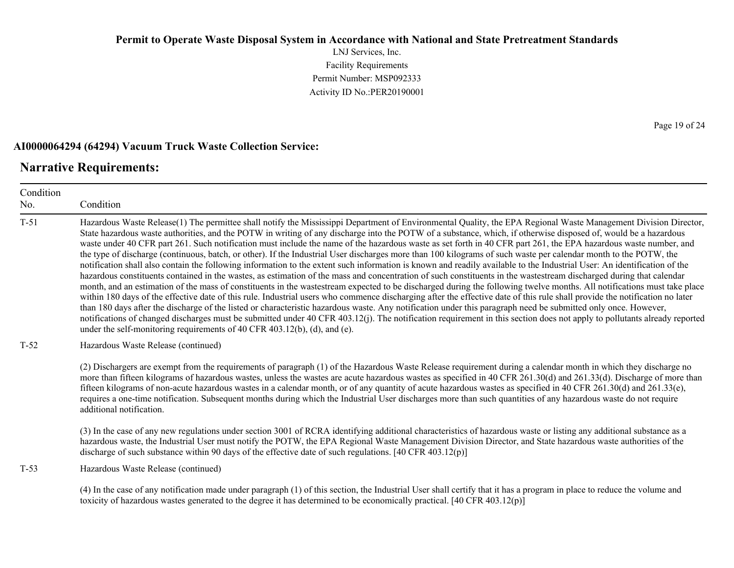**AI0000064294 (64294) Vacuum Truck Waste Collection Service:**

## Narrative Requirements:

| Condition No. | Condition |
|---|---|
| T-51 | Hazardous Waste Release(1) The permittee shall notify the Mississippi Department of Environmental Quality, the EPA Regional Waste Management Division Director, State hazardous waste authorities, and the POTW in writing of any discharge into the POTW of a substance, which, if otherwise disposed of, would be a hazardous waste under 40 CFR part 261. Such notification must include the name of the hazardous waste as set forth in 40 CFR part 261, the EPA hazardous waste number, and the type of discharge (continuous, batch, or other). If the Industrial User discharges more than 100 kilograms of such waste per calendar month to the POTW, the notification shall also contain the following information to the extent such information is known and readily available to the Industrial User: An identification of the hazardous constituents contained in the wastes, as estimation of the mass and concentration of such constituents in the wastestream discharged during that calendar month, and an estimation of the mass of constituents in the wastestream expected to be discharged during the following twelve months. All notifications must take place within 180 days of the effective date of this rule. Industrial users who commence discharging after the effective date of this rule shall provide the notification no later than 180 days after the discharge of the listed or characteristic hazardous waste. Any notification under this paragraph need be submitted only once. However, notifications of changed discharges must be submitted under 40 CFR 403.12(j). The notification requirement in this section does not apply to pollutants already reported under the self-monitoring requirements of 40 CFR 403.12(b), (d), and (e). |
| T-52 | Hazardous Waste Release (continued)<br><br>(2) Dischargers are exempt from the requirements of paragraph (1) of the Hazardous Waste Release requirement during a calendar month in which they discharge no more than fifteen kilograms of hazardous wastes, unless the wastes are acute hazardous wastes as specified in 40 CFR 261.30(d) and 261.33(d). Discharge of more than fifteen kilograms of non-acute hazardous wastes in a calendar month, or of any quantity of acute hazardous wastes as specified in 40 CFR 261.30(d) and 261.33(e), requires a one-time notification. Subsequent months during which the Industrial User discharges more than such quantities of any hazardous waste do not require additional notification.<br><br>(3) In the case of any new regulations under section 3001 of RCRA identifying additional characteristics of hazardous waste or listing any additional substance as a hazardous waste, the Industrial User must notify the POTW, the EPA Regional Waste Management Division Director, and State hazardous waste authorities of the discharge of such substance within 90 days of the effective date of such regulations. [40 CFR 403.12(p)] |
| T-53 | Hazardous Waste Release (continued)<br><br>(4) In the case of any notification made under paragraph (1) of this section, the Industrial User shall certify that it has a program in place to reduce the volume and toxicity of hazardous wastes generated to the degree it has determined to be economically practical. [40 CFR 403.12(p)] |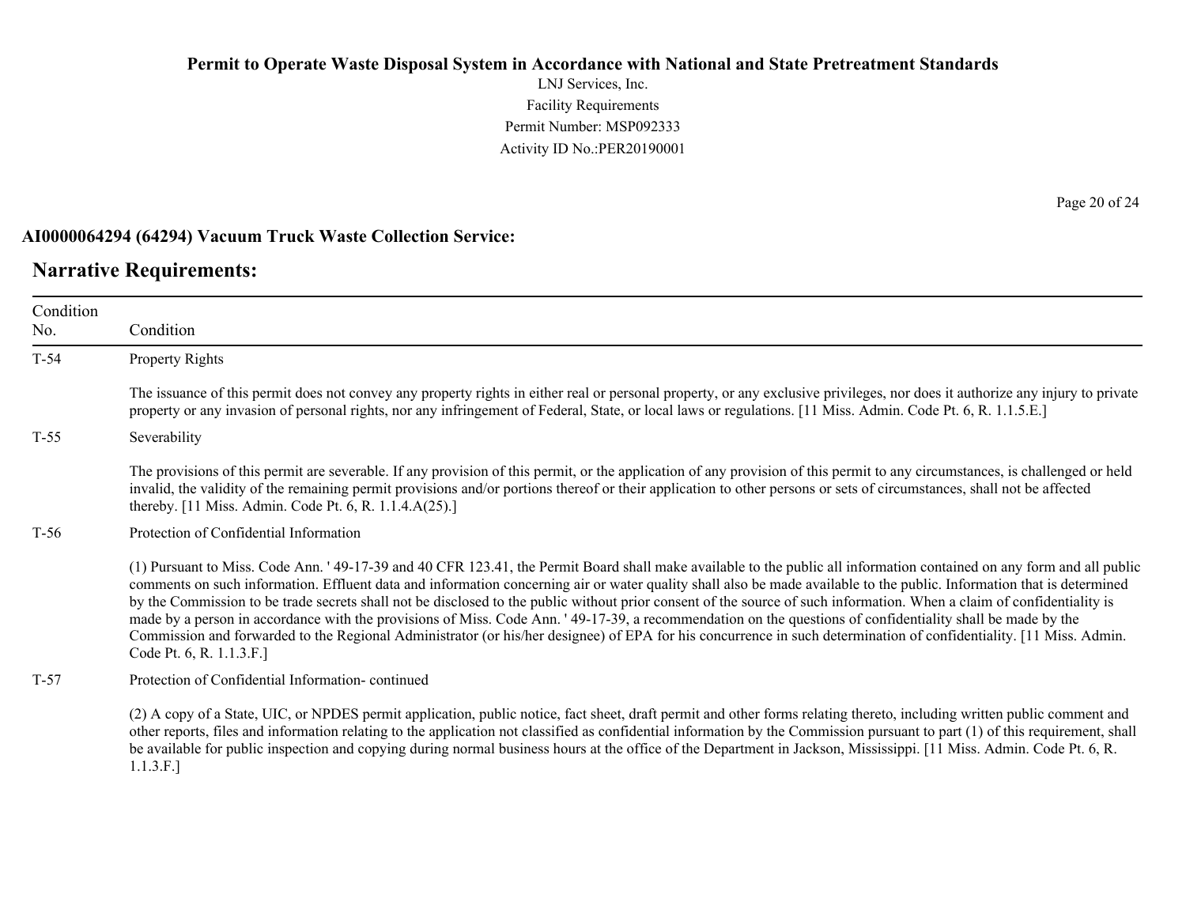**AI0000064294 (64294) Vacuum Truck Waste Collection Service:**

## Narrative Requirements:

| Condition No. | Condition |
|---|---|
| T-54 | Property Rights<br><br>The issuance of this permit does not convey any property rights in either real or personal property, or any exclusive privileges, nor does it authorize any injury to private property or any invasion of personal rights, nor any infringement of Federal, State, or local laws or regulations. [11 Miss. Admin. Code Pt. 6, R. 1.1.5.E.] |
| T-55 | Severability<br><br>The provisions of this permit are severable. If any provision of this permit, or the application of any provision of this permit to any circumstances, is challenged or held invalid, the validity of the remaining permit provisions and/or portions thereof or their application to other persons or sets of circumstances, shall not be affected thereby. [11 Miss. Admin. Code Pt. 6, R. 1.1.4.A(25).] |
| T-56 | Protection of Confidential Information<br><br>(1) Pursuant to Miss. Code Ann. ' 49-17-39 and 40 CFR 123.41, the Permit Board shall make available to the public all information contained on any form and all public comments on such information. Effluent data and information concerning air or water quality shall also be made available to the public. Information that is determined by the Commission to be trade secrets shall not be disclosed to the public without prior consent of the source of such information. When a claim of confidentiality is made by a person in accordance with the provisions of Miss. Code Ann. ' 49-17-39, a recommendation on the questions of confidentiality shall be made by the Commission and forwarded to the Regional Administrator (or his/her designee) of EPA for his concurrence in such determination of confidentiality. [11 Miss. Admin. Code Pt. 6, R. 1.1.3.F.] |
| T-57 | Protection of Confidential Information- continued<br><br>(2) A copy of a State, UIC, or NPDES permit application, public notice, fact sheet, draft permit and other forms relating thereto, including written public comment and other reports, files and information relating to the application not classified as confidential information by the Commission pursuant to part (1) of this requirement, shall be available for public inspection and copying during normal business hours at the office of the Department in Jackson, Mississippi. [11 Miss. Admin. Code Pt. 6, R. 1.1.3.F.] |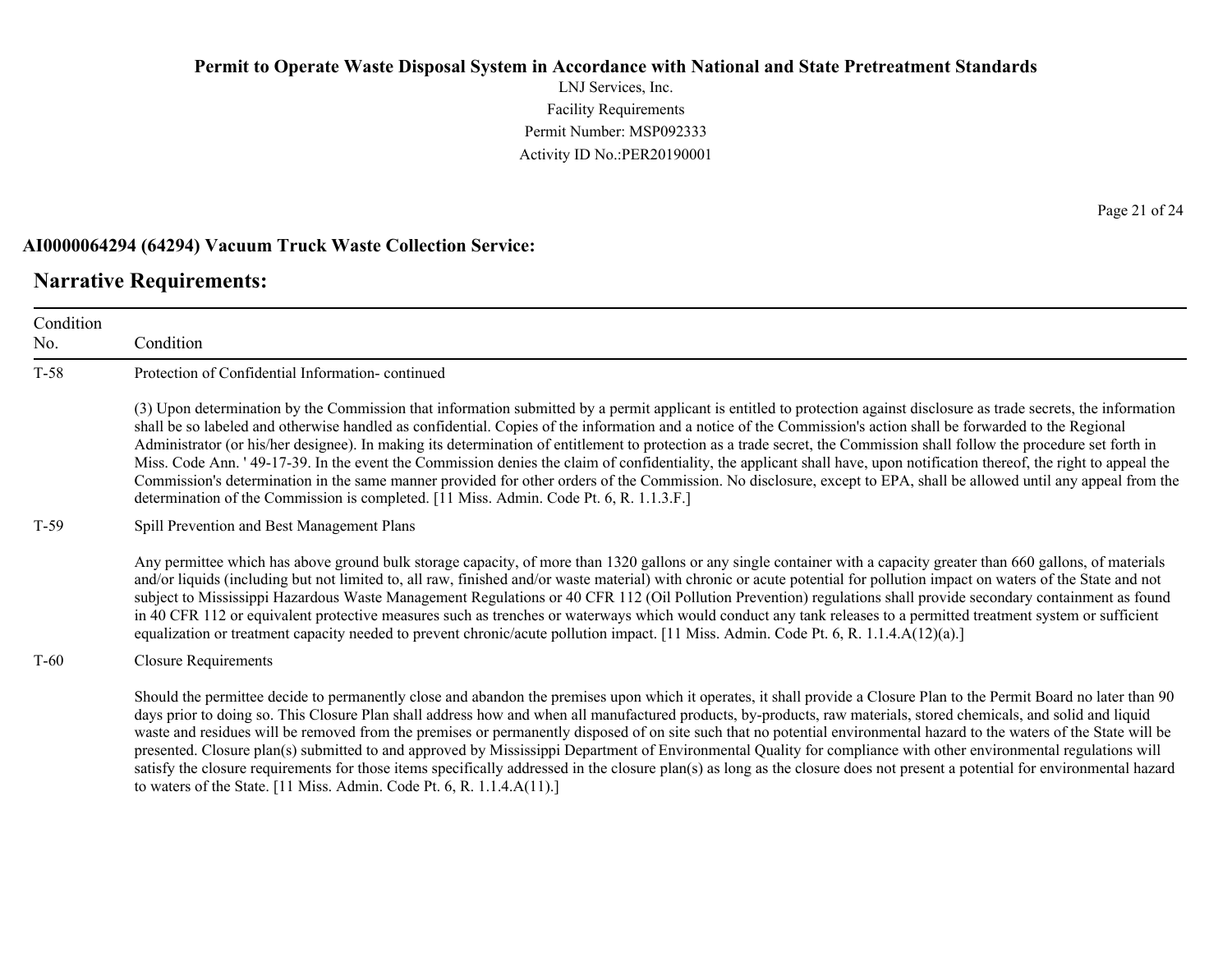**AI0000064294 (64294) Vacuum Truck Waste Collection Service:**

## Narrative Requirements:

| Condition No. | Condition |
|---|---|
| T-58 | Protection of Confidential Information- continued<br><br>(3) Upon determination by the Commission that information submitted by a permit applicant is entitled to protection against disclosure as trade secrets, the information shall be so labeled and otherwise handled as confidential. Copies of the information and a notice of the Commission's action shall be forwarded to the Regional Administrator (or his/her designee). In making its determination of entitlement to protection as a trade secret, the Commission shall follow the procedure set forth in Miss. Code Ann. ' 49-17-39. In the event the Commission denies the claim of confidentiality, the applicant shall have, upon notification thereof, the right to appeal the Commission's determination in the same manner provided for other orders of the Commission. No disclosure, except to EPA, shall be allowed until any appeal from the determination of the Commission is completed. [11 Miss. Admin. Code Pt. 6, R. 1.1.3.F.] |
| T-59 | Spill Prevention and Best Management Plans<br><br>Any permittee which has above ground bulk storage capacity, of more than 1320 gallons or any single container with a capacity greater than 660 gallons, of materials and/or liquids (including but not limited to, all raw, finished and/or waste material) with chronic or acute potential for pollution impact on waters of the State and not subject to Mississippi Hazardous Waste Management Regulations or 40 CFR 112 (Oil Pollution Prevention) regulations shall provide secondary containment as found in 40 CFR 112 or equivalent protective measures such as trenches or waterways which would conduct any tank releases to a permitted treatment system or sufficient equalization or treatment capacity needed to prevent chronic/acute pollution impact. [11 Miss. Admin. Code Pt. 6, R. 1.1.4.A(12)(a).] |
| T-60 | Closure Requirements<br><br>Should the permittee decide to permanently close and abandon the premises upon which it operates, it shall provide a Closure Plan to the Permit Board no later than 90 days prior to doing so. This Closure Plan shall address how and when all manufactured products, by-products, raw materials, stored chemicals, and solid and liquid waste and residues will be removed from the premises or permanently disposed of on site such that no potential environmental hazard to the waters of the State will be presented. Closure plan(s) submitted to and approved by Mississippi Department of Environmental Quality for compliance with other environmental regulations will satisfy the closure requirements for those items specifically addressed in the closure plan(s) as long as the closure does not present a potential for environmental hazard to waters of the State. [11 Miss. Admin. Code Pt. 6, R. 1.1.4.A(11).] |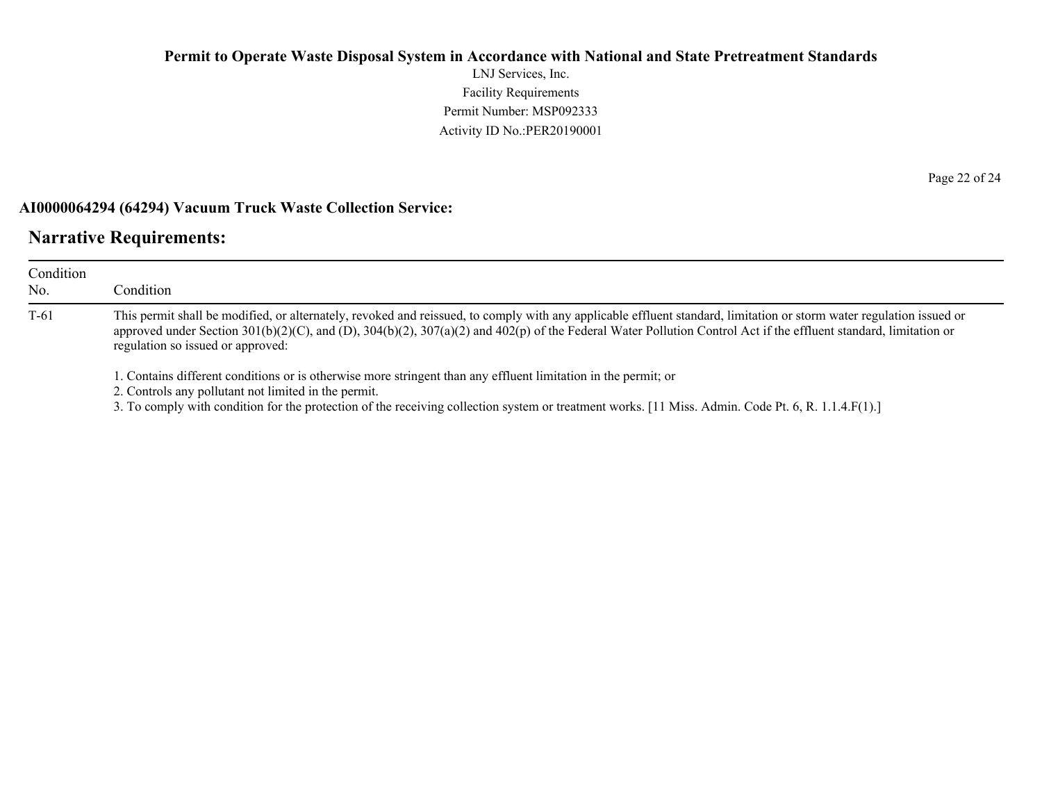**AI0000064294 (64294) Vacuum Truck Waste Collection Service:**

## Narrative Requirements:

| Condition No. | Condition |
|---|---|
| T-61 | This permit shall be modified, or alternately, revoked and reissued, to comply with any applicable effluent standard, limitation or storm water regulation issued or approved under Section 301(b)(2)(C), and (D), 304(b)(2), 307(a)(2) and 402(p) of the Federal Water Pollution Control Act if the effluent standard, limitation or regulation so issued or approved:<br><br>1. Contains different conditions or is otherwise more stringent than any effluent limitation in the permit; or<br>2. Controls any pollutant not limited in the permit.<br>3. To comply with condition for the protection of the receiving collection system or treatment works. [11 Miss. Admin. Code Pt. 6, R. 1.1.4.F(1).] |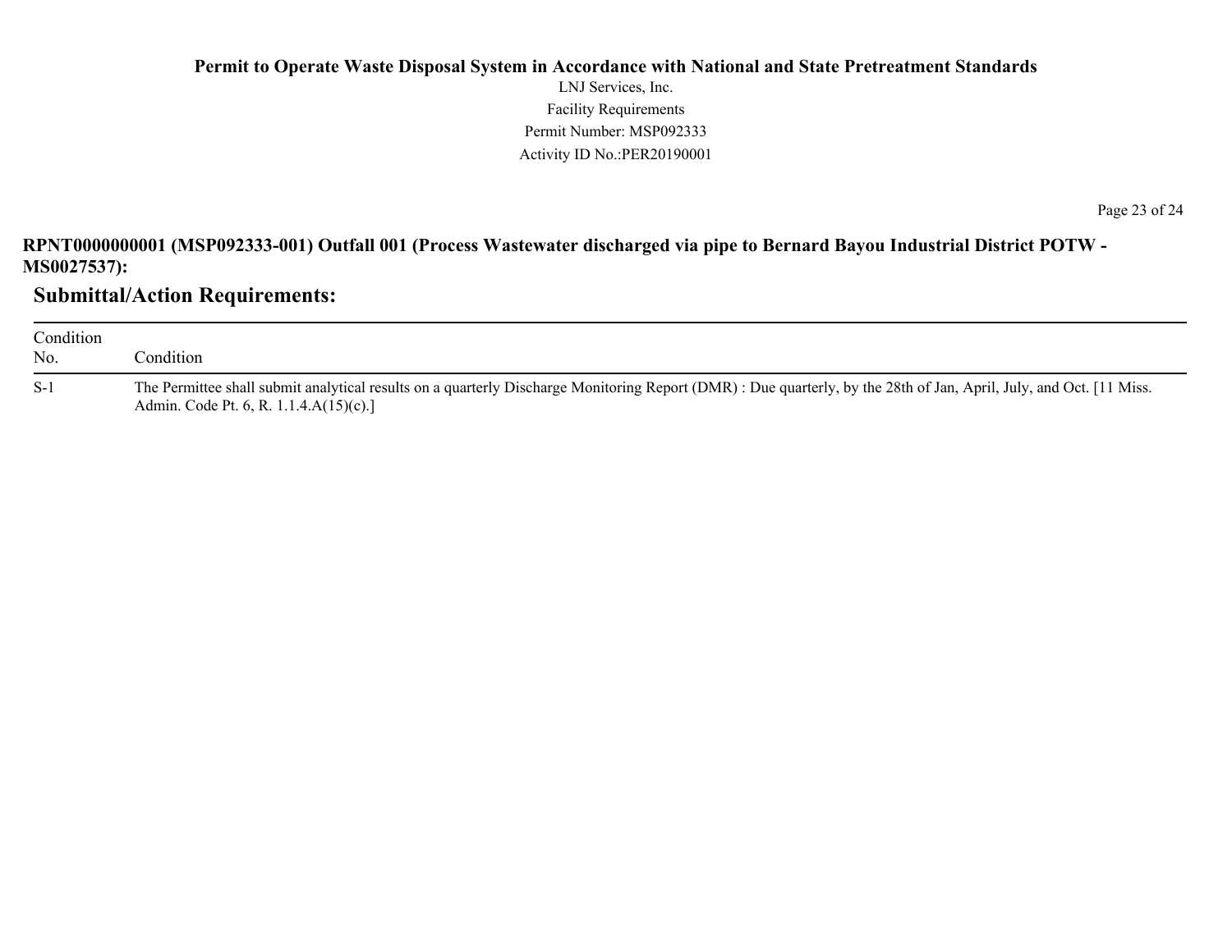**RPNT0000000001 (MSP092333-001) Outfall 001 (Process Wastewater discharged via pipe to Bernard Bayou Industrial District POTW - MS0027537):**

## Submittal/Action Requirements:

| Condition No. | Condition |
|---|---|
| S-1 | The Permittee shall submit analytical results on a quarterly Discharge Monitoring Report (DMR) : Due quarterly, by the 28th of Jan, April, July, and Oct. [11 Miss. Admin. Code Pt. 6, R. 1.1.4.A(15)(c).] |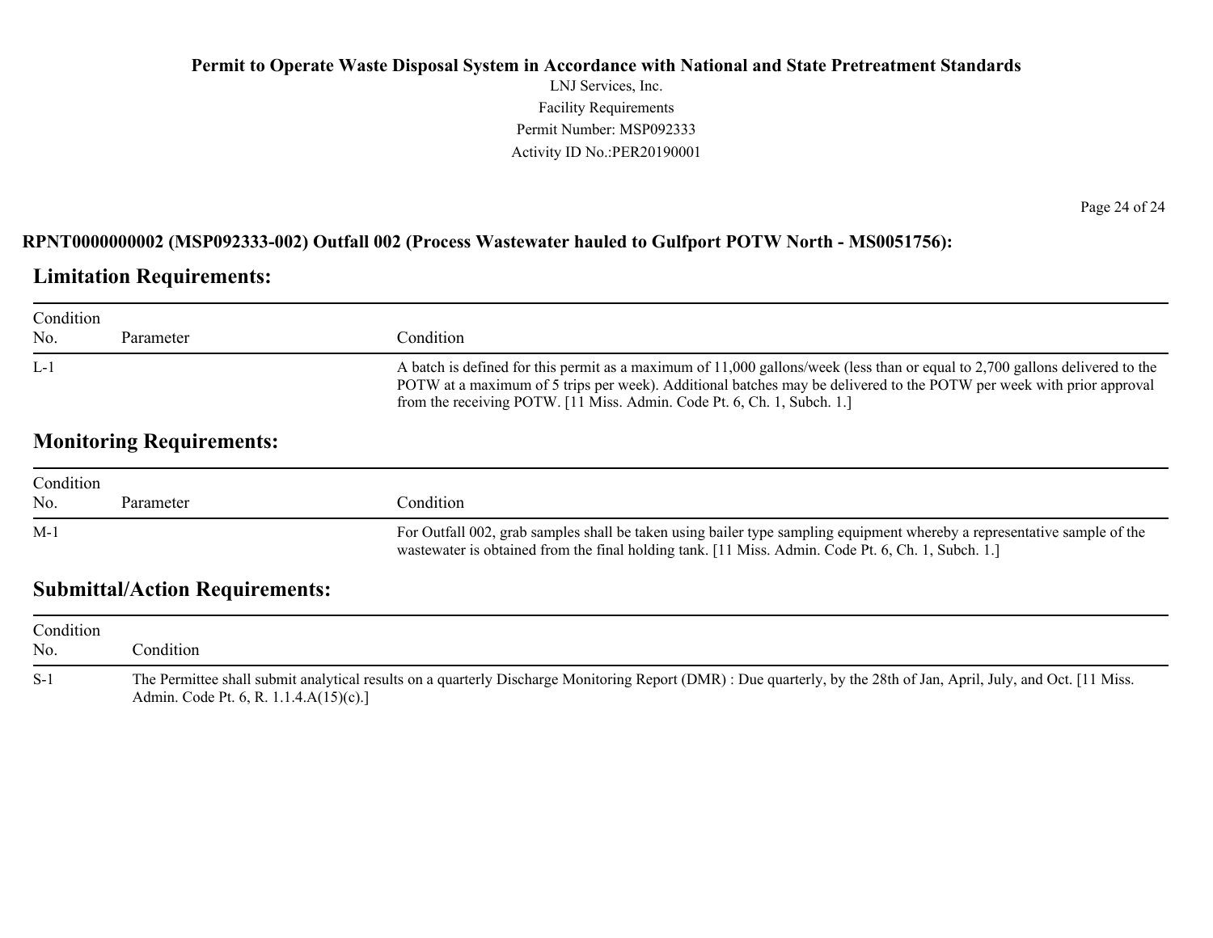**RPNT0000000002 (MSP092333-002) Outfall 002 (Process Wastewater hauled to Gulfport POTW North - MS0051756):**

## Limitation Requirements:

| Condition No. | Parameter | Condition |
|---|---|---|
| L-1 | | A batch is defined for this permit as a maximum of 11,000 gallons/week (less than or equal to 2,700 gallons delivered to the POTW at a maximum of 5 trips per week). Additional batches may be delivered to the POTW per week with prior approval from the receiving POTW. [11 Miss. Admin. Code Pt. 6, Ch. 1, Subch. 1.] |

## Monitoring Requirements:

| Condition No. | Parameter | Condition |
|---|---|---|
| M-1 | | For Outfall 002, grab samples shall be taken using bailer type sampling equipment whereby a representative sample of the wastewater is obtained from the final holding tank. [11 Miss. Admin. Code Pt. 6, Ch. 1, Subch. 1.] |

## Submittal/Action Requirements:

| Condition No. | Condition |
|---|---|
| S-1 | The Permittee shall submit analytical results on a quarterly Discharge Monitoring Report (DMR) : Due quarterly, by the 28th of Jan, April, July, and Oct. [11 Miss. Admin. Code Pt. 6, R. 1.1.4.A(15)(c).] |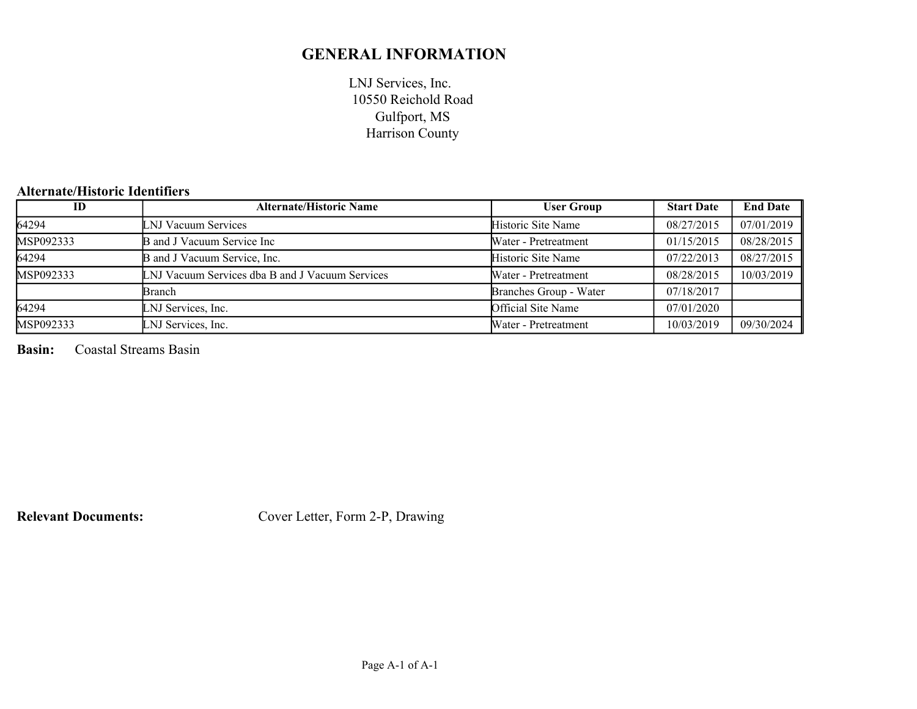# GENERAL INFORMATION

LNJ Services, Inc.
10550 Reichold Road
Gulfport, MS
Harrison County

**Alternate/Historic Identifiers**

| ID | Alternate/Historic Name | User Group | Start Date | End Date |
|---|---|---|---|---|
| 64294 | LNJ Vacuum Services | Historic Site Name | 08/27/2015 | 07/01/2019 |
| MSP092333 | B and J Vacuum Service Inc | Water - Pretreatment | 01/15/2015 | 08/28/2015 |
| 64294 | B and J Vacuum Service, Inc. | Historic Site Name | 07/22/2013 | 08/27/2015 |
| MSP092333 | LNJ Vacuum Services dba B and J Vacuum Services | Water - Pretreatment | 08/28/2015 | 10/03/2019 |
| | Branch | Branches Group - Water | 07/18/2017 | |
| 64294 | LNJ Services, Inc. | Official Site Name | 07/01/2020 | |
| MSP092333 | LNJ Services, Inc. | Water - Pretreatment | 10/03/2019 | 09/30/2024 |

**Basin:** Coastal Streams Basin

**Relevant Documents:** Cover Letter, Form 2-P, Drawing